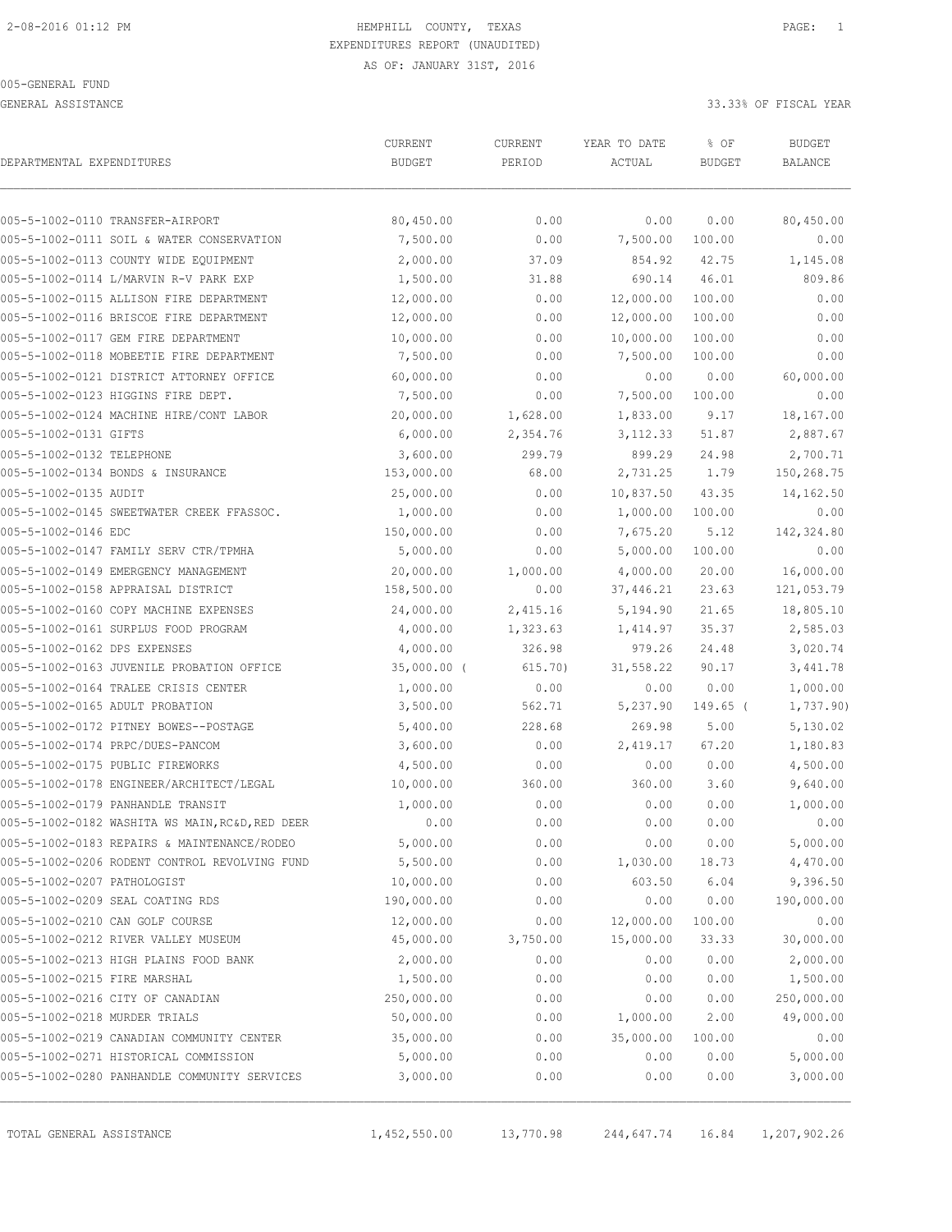HEMPHILL COUNTY, TEXAS
EXPENDITURES REPORT (UNAUDITED)
AS OF: JANUARY 31ST, 2016

005-GENERAL FUND

GENERAL ASSISTANCE 33.33% OF FISCAL YEAR

| DEPARTMENTAL EXPENDITURES | CURRENT BUDGET | CURRENT PERIOD | YEAR TO DATE ACTUAL | % OF BUDGET | BUDGET BALANCE |
|---|---|---|---|---|---|
| 005-5-1002-0110 TRANSFER-AIRPORT | 80,450.00 | 0.00 | 0.00 | 0.00 | 80,450.00 |
| 005-5-1002-0111 SOIL & WATER CONSERVATION | 7,500.00 | 0.00 | 7,500.00 | 100.00 | 0.00 |
| 005-5-1002-0113 COUNTY WIDE EQUIPMENT | 2,000.00 | 37.09 | 854.92 | 42.75 | 1,145.08 |
| 005-5-1002-0114 L/MARVIN R-V PARK EXP | 1,500.00 | 31.88 | 690.14 | 46.01 | 809.86 |
| 005-5-1002-0115 ALLISON FIRE DEPARTMENT | 12,000.00 | 0.00 | 12,000.00 | 100.00 | 0.00 |
| 005-5-1002-0116 BRISCOE FIRE DEPARTMENT | 12,000.00 | 0.00 | 12,000.00 | 100.00 | 0.00 |
| 005-5-1002-0117 GEM FIRE DEPARTMENT | 10,000.00 | 0.00 | 10,000.00 | 100.00 | 0.00 |
| 005-5-1002-0118 MOBEETIE FIRE DEPARTMENT | 7,500.00 | 0.00 | 7,500.00 | 100.00 | 0.00 |
| 005-5-1002-0121 DISTRICT ATTORNEY OFFICE | 60,000.00 | 0.00 | 0.00 | 0.00 | 60,000.00 |
| 005-5-1002-0123 HIGGINS FIRE DEPT. | 7,500.00 | 0.00 | 7,500.00 | 100.00 | 0.00 |
| 005-5-1002-0124 MACHINE HIRE/CONT LABOR | 20,000.00 | 1,628.00 | 1,833.00 | 9.17 | 18,167.00 |
| 005-5-1002-0131 GIFTS | 6,000.00 | 2,354.76 | 3,112.33 | 51.87 | 2,887.67 |
| 005-5-1002-0132 TELEPHONE | 3,600.00 | 299.79 | 899.29 | 24.98 | 2,700.71 |
| 005-5-1002-0134 BONDS & INSURANCE | 153,000.00 | 68.00 | 2,731.25 | 1.79 | 150,268.75 |
| 005-5-1002-0135 AUDIT | 25,000.00 | 0.00 | 10,837.50 | 43.35 | 14,162.50 |
| 005-5-1002-0145 SWEETWATER CREEK FFASSOC. | 1,000.00 | 0.00 | 1,000.00 | 100.00 | 0.00 |
| 005-5-1002-0146 EDC | 150,000.00 | 0.00 | 7,675.20 | 5.12 | 142,324.80 |
| 005-5-1002-0147 FAMILY SERV CTR/TPMHA | 5,000.00 | 0.00 | 5,000.00 | 100.00 | 0.00 |
| 005-5-1002-0149 EMERGENCY MANAGEMENT | 20,000.00 | 1,000.00 | 4,000.00 | 20.00 | 16,000.00 |
| 005-5-1002-0158 APPRAISAL DISTRICT | 158,500.00 | 0.00 | 37,446.21 | 23.63 | 121,053.79 |
| 005-5-1002-0160 COPY MACHINE EXPENSES | 24,000.00 | 2,415.16 | 5,194.90 | 21.65 | 18,805.10 |
| 005-5-1002-0161 SURPLUS FOOD PROGRAM | 4,000.00 | 1,323.63 | 1,414.97 | 35.37 | 2,585.03 |
| 005-5-1002-0162 DPS EXPENSES | 4,000.00 | 326.98 | 979.26 | 24.48 | 3,020.74 |
| 005-5-1002-0163 JUVENILE PROBATION OFFICE | 35,000.00 | ( 615.70) | 31,558.22 | 90.17 | 3,441.78 |
| 005-5-1002-0164 TRALEE CRISIS CENTER | 1,000.00 | 0.00 | 0.00 | 0.00 | 1,000.00 |
| 005-5-1002-0165 ADULT PROBATION | 3,500.00 | 562.71 | 5,237.90 | 149.65 | ( 1,737.90) |
| 005-5-1002-0172 PITNEY BOWES--POSTAGE | 5,400.00 | 228.68 | 269.98 | 5.00 | 5,130.02 |
| 005-5-1002-0174 PRPC/DUES-PANCOM | 3,600.00 | 0.00 | 2,419.17 | 67.20 | 1,180.83 |
| 005-5-1002-0175 PUBLIC FIREWORKS | 4,500.00 | 0.00 | 0.00 | 0.00 | 4,500.00 |
| 005-5-1002-0178 ENGINEER/ARCHITECT/LEGAL | 10,000.00 | 360.00 | 360.00 | 3.60 | 9,640.00 |
| 005-5-1002-0179 PANHANDLE TRANSIT | 1,000.00 | 0.00 | 0.00 | 0.00 | 1,000.00 |
| 005-5-1002-0182 WASHITA WS MAIN,RC&D,RED DEER | 0.00 | 0.00 | 0.00 | 0.00 | 0.00 |
| 005-5-1002-0183 REPAIRS & MAINTENANCE/RODEO | 5,000.00 | 0.00 | 0.00 | 0.00 | 5,000.00 |
| 005-5-1002-0206 RODENT CONTROL REVOLVING FUND | 5,500.00 | 0.00 | 1,030.00 | 18.73 | 4,470.00 |
| 005-5-1002-0207 PATHOLOGIST | 10,000.00 | 0.00 | 603.50 | 6.04 | 9,396.50 |
| 005-5-1002-0209 SEAL COATING RDS | 190,000.00 | 0.00 | 0.00 | 0.00 | 190,000.00 |
| 005-5-1002-0210 CAN GOLF COURSE | 12,000.00 | 0.00 | 12,000.00 | 100.00 | 0.00 |
| 005-5-1002-0212 RIVER VALLEY MUSEUM | 45,000.00 | 3,750.00 | 15,000.00 | 33.33 | 30,000.00 |
| 005-5-1002-0213 HIGH PLAINS FOOD BANK | 2,000.00 | 0.00 | 0.00 | 0.00 | 2,000.00 |
| 005-5-1002-0215 FIRE MARSHAL | 1,500.00 | 0.00 | 0.00 | 0.00 | 1,500.00 |
| 005-5-1002-0216 CITY OF CANADIAN | 250,000.00 | 0.00 | 0.00 | 0.00 | 250,000.00 |
| 005-5-1002-0218 MURDER TRIALS | 50,000.00 | 0.00 | 1,000.00 | 2.00 | 49,000.00 |
| 005-5-1002-0219 CANADIAN COMMUNITY CENTER | 35,000.00 | 0.00 | 35,000.00 | 100.00 | 0.00 |
| 005-5-1002-0271 HISTORICAL COMMISSION | 5,000.00 | 0.00 | 0.00 | 0.00 | 5,000.00 |
| 005-5-1002-0280 PANHANDLE COMMUNITY SERVICES | 3,000.00 | 0.00 | 0.00 | 0.00 | 3,000.00 |
| TOTAL GENERAL ASSISTANCE | 1,452,550.00 | 13,770.98 | 244,647.74 | 16.84 | 1,207,902.26 |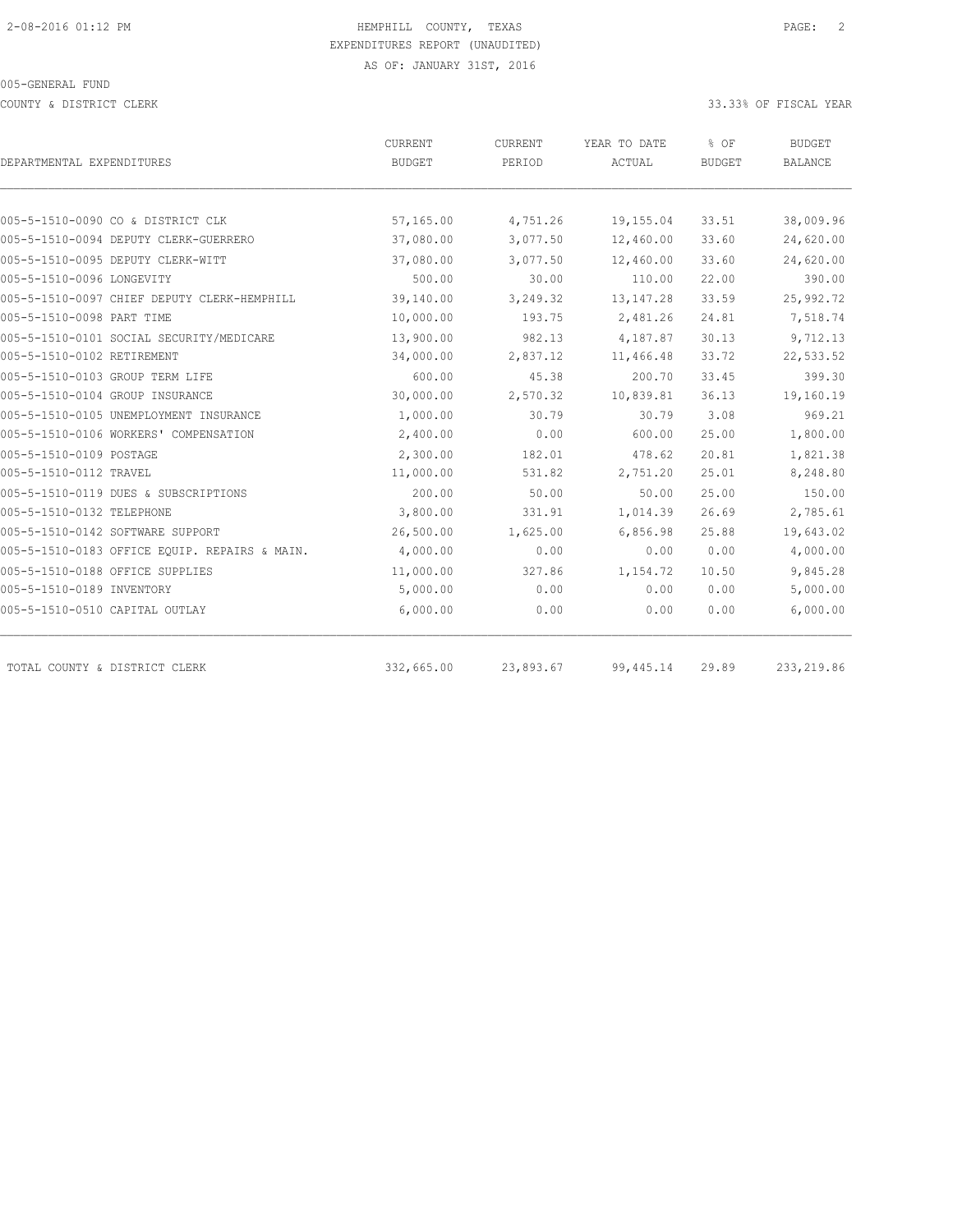2-08-2016 01:12 PM HEMPHILL COUNTY, TEXAS

EXPENDITURES REPORT (UNAUDITED)

AS OF: JANUARY 31ST, 2016

005-GENERAL FUND

COUNTY & DISTRICT CLERK 33.33% OF FISCAL YEAR

| DEPARTMENTAL EXPENDITURES | CURRENT BUDGET | CURRENT PERIOD | YEAR TO DATE ACTUAL | % OF BUDGET | BUDGET BALANCE |
|---|---|---|---|---|---|
| 005-5-1510-0090 CO & DISTRICT CLK | 57,165.00 | 4,751.26 | 19,155.04 | 33.51 | 38,009.96 |
| 005-5-1510-0094 DEPUTY CLERK-GUERRERO | 37,080.00 | 3,077.50 | 12,460.00 | 33.60 | 24,620.00 |
| 005-5-1510-0095 DEPUTY CLERK-WITT | 37,080.00 | 3,077.50 | 12,460.00 | 33.60 | 24,620.00 |
| 005-5-1510-0096 LONGEVITY | 500.00 | 30.00 | 110.00 | 22.00 | 390.00 |
| 005-5-1510-0097 CHIEF DEPUTY CLERK-HEMPHILL | 39,140.00 | 3,249.32 | 13,147.28 | 33.59 | 25,992.72 |
| 005-5-1510-0098 PART TIME | 10,000.00 | 193.75 | 2,481.26 | 24.81 | 7,518.74 |
| 005-5-1510-0101 SOCIAL SECURITY/MEDICARE | 13,900.00 | 982.13 | 4,187.87 | 30.13 | 9,712.13 |
| 005-5-1510-0102 RETIREMENT | 34,000.00 | 2,837.12 | 11,466.48 | 33.72 | 22,533.52 |
| 005-5-1510-0103 GROUP TERM LIFE | 600.00 | 45.38 | 200.70 | 33.45 | 399.30 |
| 005-5-1510-0104 GROUP INSURANCE | 30,000.00 | 2,570.32 | 10,839.81 | 36.13 | 19,160.19 |
| 005-5-1510-0105 UNEMPLOYMENT INSURANCE | 1,000.00 | 30.79 | 30.79 | 3.08 | 969.21 |
| 005-5-1510-0106 WORKERS' COMPENSATION | 2,400.00 | 0.00 | 600.00 | 25.00 | 1,800.00 |
| 005-5-1510-0109 POSTAGE | 2,300.00 | 182.01 | 478.62 | 20.81 | 1,821.38 |
| 005-5-1510-0112 TRAVEL | 11,000.00 | 531.82 | 2,751.20 | 25.01 | 8,248.80 |
| 005-5-1510-0119 DUES & SUBSCRIPTIONS | 200.00 | 50.00 | 50.00 | 25.00 | 150.00 |
| 005-5-1510-0132 TELEPHONE | 3,800.00 | 331.91 | 1,014.39 | 26.69 | 2,785.61 |
| 005-5-1510-0142 SOFTWARE SUPPORT | 26,500.00 | 1,625.00 | 6,856.98 | 25.88 | 19,643.02 |
| 005-5-1510-0183 OFFICE EQUIP. REPAIRS & MAIN. | 4,000.00 | 0.00 | 0.00 | 0.00 | 4,000.00 |
| 005-5-1510-0188 OFFICE SUPPLIES | 11,000.00 | 327.86 | 1,154.72 | 10.50 | 9,845.28 |
| 005-5-1510-0189 INVENTORY | 5,000.00 | 0.00 | 0.00 | 0.00 | 5,000.00 |
| 005-5-1510-0510 CAPITAL OUTLAY | 6,000.00 | 0.00 | 0.00 | 0.00 | 6,000.00 |
| TOTAL COUNTY & DISTRICT CLERK | 332,665.00 | 23,893.67 | 99,445.14 | 29.89 | 233,219.86 |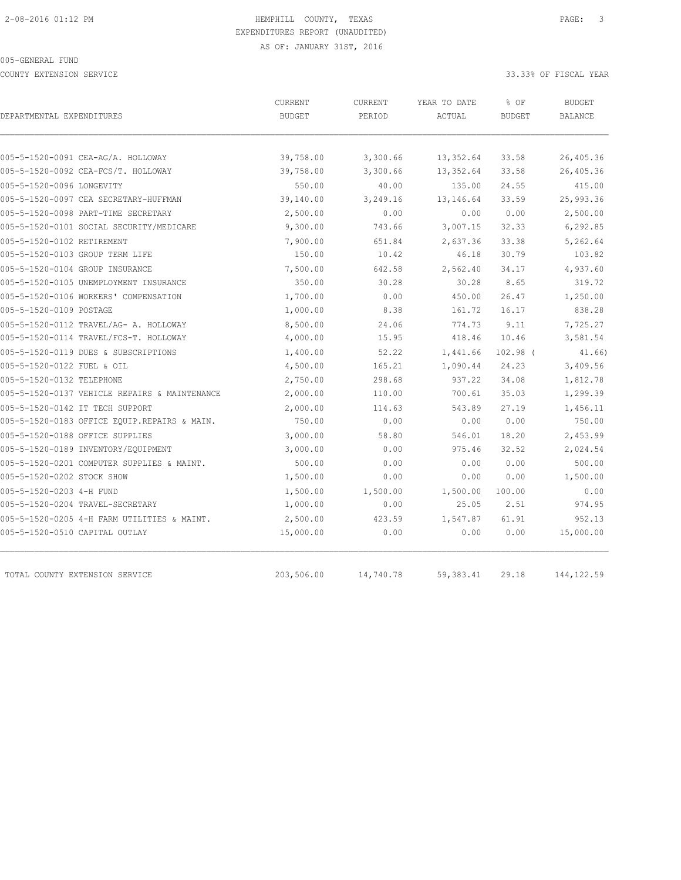2-08-2016 01:12 PM

HEMPHILL COUNTY, TEXAS
EXPENDITURES REPORT (UNAUDITED)
AS OF: JANUARY 31ST, 2016

005-GENERAL FUND

COUNTY EXTENSION SERVICE

33.33% OF FISCAL YEAR

| DEPARTMENTAL EXPENDITURES | CURRENT BUDGET | CURRENT PERIOD | YEAR TO DATE ACTUAL | % OF BUDGET | BUDGET BALANCE |
|---|---|---|---|---|---|
| 005-5-1520-0091 CEA-AG/A. HOLLOWAY | 39,758.00 | 3,300.66 | 13,352.64 | 33.58 | 26,405.36 |
| 005-5-1520-0092 CEA-FCS/T. HOLLOWAY | 39,758.00 | 3,300.66 | 13,352.64 | 33.58 | 26,405.36 |
| 005-5-1520-0096 LONGEVITY | 550.00 | 40.00 | 135.00 | 24.55 | 415.00 |
| 005-5-1520-0097 CEA SECRETARY-HUFFMAN | 39,140.00 | 3,249.16 | 13,146.64 | 33.59 | 25,993.36 |
| 005-5-1520-0098 PART-TIME SECRETARY | 2,500.00 | 0.00 | 0.00 | 0.00 | 2,500.00 |
| 005-5-1520-0101 SOCIAL SECURITY/MEDICARE | 9,300.00 | 743.66 | 3,007.15 | 32.33 | 6,292.85 |
| 005-5-1520-0102 RETIREMENT | 7,900.00 | 651.84 | 2,637.36 | 33.38 | 5,262.64 |
| 005-5-1520-0103 GROUP TERM LIFE | 150.00 | 10.42 | 46.18 | 30.79 | 103.82 |
| 005-5-1520-0104 GROUP INSURANCE | 7,500.00 | 642.58 | 2,562.40 | 34.17 | 4,937.60 |
| 005-5-1520-0105 UNEMPLOYMENT INSURANCE | 350.00 | 30.28 | 30.28 | 8.65 | 319.72 |
| 005-5-1520-0106 WORKERS' COMPENSATION | 1,700.00 | 0.00 | 450.00 | 26.47 | 1,250.00 |
| 005-5-1520-0109 POSTAGE | 1,000.00 | 8.38 | 161.72 | 16.17 | 838.28 |
| 005-5-1520-0112 TRAVEL/AG- A. HOLLOWAY | 8,500.00 | 24.06 | 774.73 | 9.11 | 7,725.27 |
| 005-5-1520-0114 TRAVEL/FCS-T. HOLLOWAY | 4,000.00 | 15.95 | 418.46 | 10.46 | 3,581.54 |
| 005-5-1520-0119 DUES & SUBSCRIPTIONS | 1,400.00 | 52.22 | 1,441.66 | 102.98 ( | 41.66) |
| 005-5-1520-0122 FUEL & OIL | 4,500.00 | 165.21 | 1,090.44 | 24.23 | 3,409.56 |
| 005-5-1520-0132 TELEPHONE | 2,750.00 | 298.68 | 937.22 | 34.08 | 1,812.78 |
| 005-5-1520-0137 VEHICLE REPAIRS & MAINTENANCE | 2,000.00 | 110.00 | 700.61 | 35.03 | 1,299.39 |
| 005-5-1520-0142 IT TECH SUPPORT | 2,000.00 | 114.63 | 543.89 | 27.19 | 1,456.11 |
| 005-5-1520-0183 OFFICE EQUIP.REPAIRS & MAIN. | 750.00 | 0.00 | 0.00 | 0.00 | 750.00 |
| 005-5-1520-0188 OFFICE SUPPLIES | 3,000.00 | 58.80 | 546.01 | 18.20 | 2,453.99 |
| 005-5-1520-0189 INVENTORY/EQUIPMENT | 3,000.00 | 0.00 | 975.46 | 32.52 | 2,024.54 |
| 005-5-1520-0201 COMPUTER SUPPLIES & MAINT. | 500.00 | 0.00 | 0.00 | 0.00 | 500.00 |
| 005-5-1520-0202 STOCK SHOW | 1,500.00 | 0.00 | 0.00 | 0.00 | 1,500.00 |
| 005-5-1520-0203 4-H FUND | 1,500.00 | 1,500.00 | 1,500.00 | 100.00 | 0.00 |
| 005-5-1520-0204 TRAVEL-SECRETARY | 1,000.00 | 0.00 | 25.05 | 2.51 | 974.95 |
| 005-5-1520-0205 4-H FARM UTILITIES & MAINT. | 2,500.00 | 423.59 | 1,547.87 | 61.91 | 952.13 |
| 005-5-1520-0510 CAPITAL OUTLAY | 15,000.00 | 0.00 | 0.00 | 0.00 | 15,000.00 |
| TOTAL COUNTY EXTENSION SERVICE | 203,506.00 | 14,740.78 | 59,383.41 | 29.18 | 144,122.59 |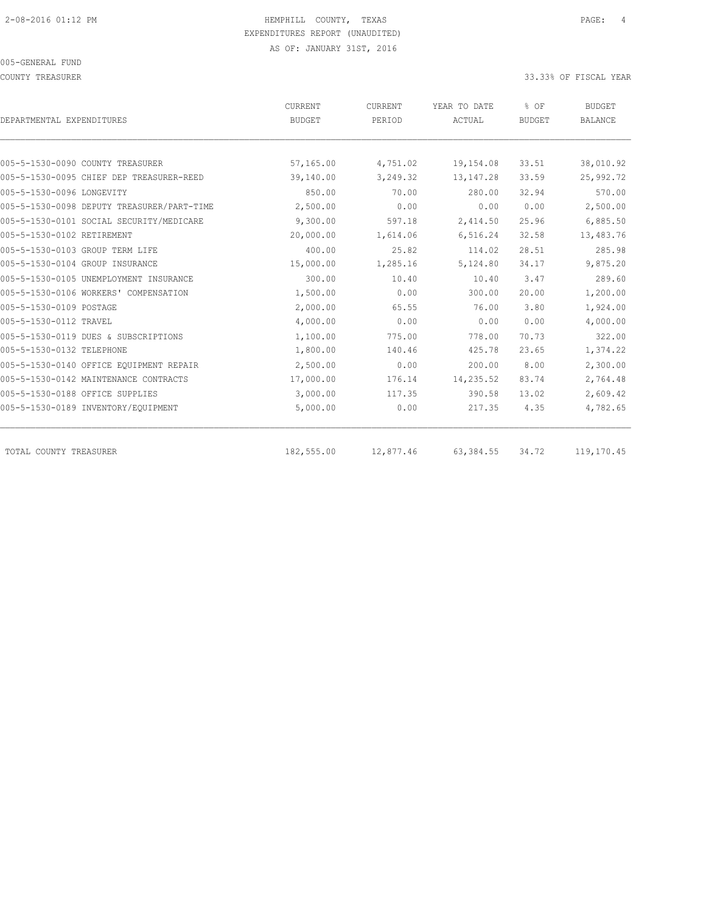HEMPHILL COUNTY, TEXAS
EXPENDITURES REPORT (UNAUDITED)
AS OF: JANUARY 31ST, 2016

005-GENERAL FUND

COUNTY TREASURER

33.33% OF FISCAL YEAR

| DEPARTMENTAL EXPENDITURES | CURRENT BUDGET | CURRENT PERIOD | YEAR TO DATE ACTUAL | % OF BUDGET | BUDGET BALANCE |
|---|---|---|---|---|---|
| 005-5-1530-0090 COUNTY TREASURER | 57,165.00 | 4,751.02 | 19,154.08 | 33.51 | 38,010.92 |
| 005-5-1530-0095 CHIEF DEP TREASURER-REED | 39,140.00 | 3,249.32 | 13,147.28 | 33.59 | 25,992.72 |
| 005-5-1530-0096 LONGEVITY | 850.00 | 70.00 | 280.00 | 32.94 | 570.00 |
| 005-5-1530-0098 DEPUTY TREASURER/PART-TIME | 2,500.00 | 0.00 | 0.00 | 0.00 | 2,500.00 |
| 005-5-1530-0101 SOCIAL SECURITY/MEDICARE | 9,300.00 | 597.18 | 2,414.50 | 25.96 | 6,885.50 |
| 005-5-1530-0102 RETIREMENT | 20,000.00 | 1,614.06 | 6,516.24 | 32.58 | 13,483.76 |
| 005-5-1530-0103 GROUP TERM LIFE | 400.00 | 25.82 | 114.02 | 28.51 | 285.98 |
| 005-5-1530-0104 GROUP INSURANCE | 15,000.00 | 1,285.16 | 5,124.80 | 34.17 | 9,875.20 |
| 005-5-1530-0105 UNEMPLOYMENT INSURANCE | 300.00 | 10.40 | 10.40 | 3.47 | 289.60 |
| 005-5-1530-0106 WORKERS' COMPENSATION | 1,500.00 | 0.00 | 300.00 | 20.00 | 1,200.00 |
| 005-5-1530-0109 POSTAGE | 2,000.00 | 65.55 | 76.00 | 3.80 | 1,924.00 |
| 005-5-1530-0112 TRAVEL | 4,000.00 | 0.00 | 0.00 | 0.00 | 4,000.00 |
| 005-5-1530-0119 DUES & SUBSCRIPTIONS | 1,100.00 | 775.00 | 778.00 | 70.73 | 322.00 |
| 005-5-1530-0132 TELEPHONE | 1,800.00 | 140.46 | 425.78 | 23.65 | 1,374.22 |
| 005-5-1530-0140 OFFICE EQUIPMENT REPAIR | 2,500.00 | 0.00 | 200.00 | 8.00 | 2,300.00 |
| 005-5-1530-0142 MAINTENANCE CONTRACTS | 17,000.00 | 176.14 | 14,235.52 | 83.74 | 2,764.48 |
| 005-5-1530-0188 OFFICE SUPPLIES | 3,000.00 | 117.35 | 390.58 | 13.02 | 2,609.42 |
| 005-5-1530-0189 INVENTORY/EQUIPMENT | 5,000.00 | 0.00 | 217.35 | 4.35 | 4,782.65 |
| TOTAL COUNTY TREASURER | 182,555.00 | 12,877.46 | 63,384.55 | 34.72 | 119,170.45 |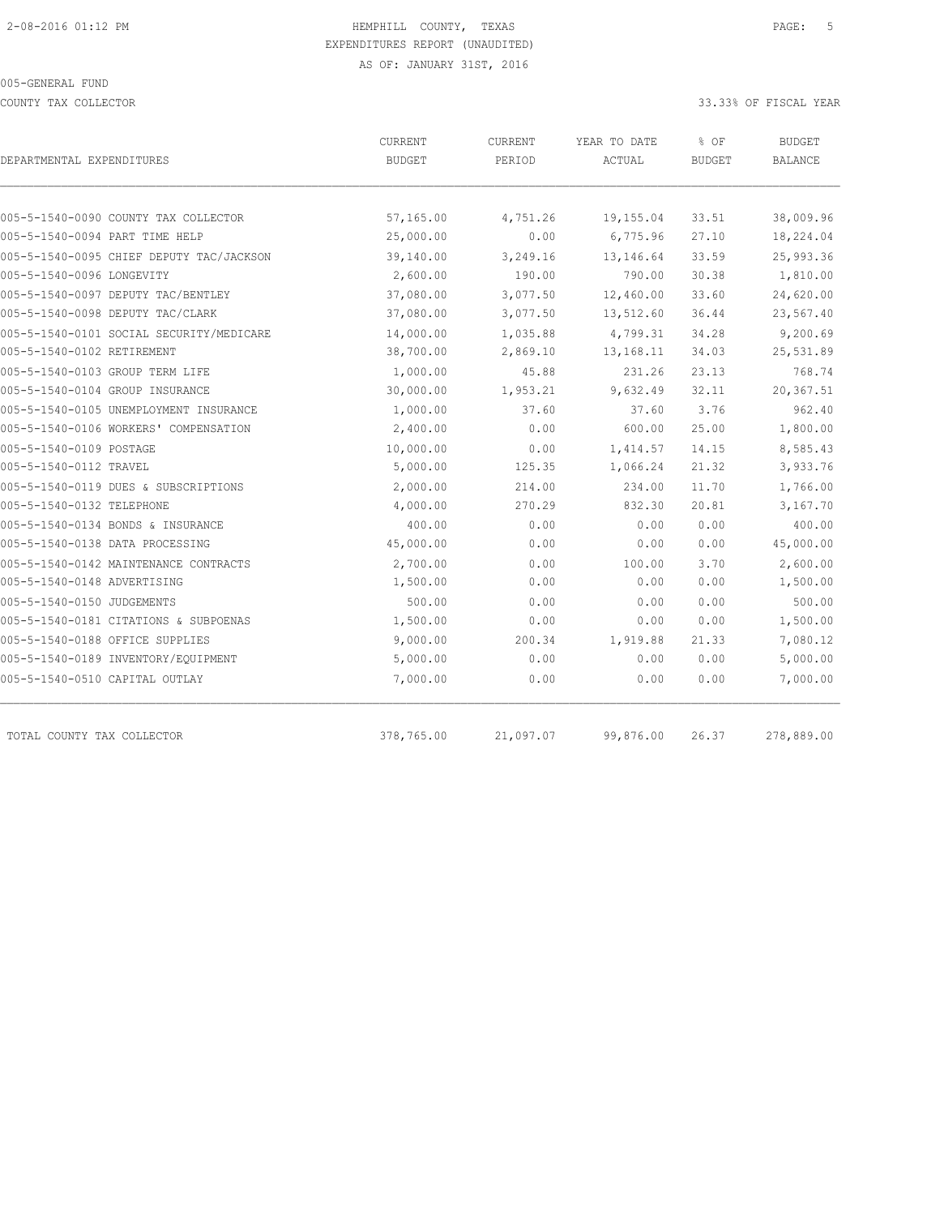HEMPHILL COUNTY, TEXAS
EXPENDITURES REPORT (UNAUDITED)
AS OF: JANUARY 31ST, 2016

005-GENERAL FUND

COUNTY TAX COLLECTOR

33.33% OF FISCAL YEAR

| DEPARTMENTAL EXPENDITURES | CURRENT BUDGET | CURRENT PERIOD | YEAR TO DATE ACTUAL | % OF BUDGET | BUDGET BALANCE |
|---|---|---|---|---|---|
| 005-5-1540-0090 COUNTY TAX COLLECTOR | 57,165.00 | 4,751.26 | 19,155.04 | 33.51 | 38,009.96 |
| 005-5-1540-0094 PART TIME HELP | 25,000.00 | 0.00 | 6,775.96 | 27.10 | 18,224.04 |
| 005-5-1540-0095 CHIEF DEPUTY TAC/JACKSON | 39,140.00 | 3,249.16 | 13,146.64 | 33.59 | 25,993.36 |
| 005-5-1540-0096 LONGEVITY | 2,600.00 | 190.00 | 790.00 | 30.38 | 1,810.00 |
| 005-5-1540-0097 DEPUTY TAC/BENTLEY | 37,080.00 | 3,077.50 | 12,460.00 | 33.60 | 24,620.00 |
| 005-5-1540-0098 DEPUTY TAC/CLARK | 37,080.00 | 3,077.50 | 13,512.60 | 36.44 | 23,567.40 |
| 005-5-1540-0101 SOCIAL SECURITY/MEDICARE | 14,000.00 | 1,035.88 | 4,799.31 | 34.28 | 9,200.69 |
| 005-5-1540-0102 RETIREMENT | 38,700.00 | 2,869.10 | 13,168.11 | 34.03 | 25,531.89 |
| 005-5-1540-0103 GROUP TERM LIFE | 1,000.00 | 45.88 | 231.26 | 23.13 | 768.74 |
| 005-5-1540-0104 GROUP INSURANCE | 30,000.00 | 1,953.21 | 9,632.49 | 32.11 | 20,367.51 |
| 005-5-1540-0105 UNEMPLOYMENT INSURANCE | 1,000.00 | 37.60 | 37.60 | 3.76 | 962.40 |
| 005-5-1540-0106 WORKERS' COMPENSATION | 2,400.00 | 0.00 | 600.00 | 25.00 | 1,800.00 |
| 005-5-1540-0109 POSTAGE | 10,000.00 | 0.00 | 1,414.57 | 14.15 | 8,585.43 |
| 005-5-1540-0112 TRAVEL | 5,000.00 | 125.35 | 1,066.24 | 21.32 | 3,933.76 |
| 005-5-1540-0119 DUES & SUBSCRIPTIONS | 2,000.00 | 214.00 | 234.00 | 11.70 | 1,766.00 |
| 005-5-1540-0132 TELEPHONE | 4,000.00 | 270.29 | 832.30 | 20.81 | 3,167.70 |
| 005-5-1540-0134 BONDS & INSURANCE | 400.00 | 0.00 | 0.00 | 0.00 | 400.00 |
| 005-5-1540-0138 DATA PROCESSING | 45,000.00 | 0.00 | 0.00 | 0.00 | 45,000.00 |
| 005-5-1540-0142 MAINTENANCE CONTRACTS | 2,700.00 | 0.00 | 100.00 | 3.70 | 2,600.00 |
| 005-5-1540-0148 ADVERTISING | 1,500.00 | 0.00 | 0.00 | 0.00 | 1,500.00 |
| 005-5-1540-0150 JUDGEMENTS | 500.00 | 0.00 | 0.00 | 0.00 | 500.00 |
| 005-5-1540-0181 CITATIONS & SUBPOENAS | 1,500.00 | 0.00 | 0.00 | 0.00 | 1,500.00 |
| 005-5-1540-0188 OFFICE SUPPLIES | 9,000.00 | 200.34 | 1,919.88 | 21.33 | 7,080.12 |
| 005-5-1540-0189 INVENTORY/EQUIPMENT | 5,000.00 | 0.00 | 0.00 | 0.00 | 5,000.00 |
| 005-5-1540-0510 CAPITAL OUTLAY | 7,000.00 | 0.00 | 0.00 | 0.00 | 7,000.00 |
| TOTAL COUNTY TAX COLLECTOR | 378,765.00 | 21,097.07 | 99,876.00 | 26.37 | 278,889.00 |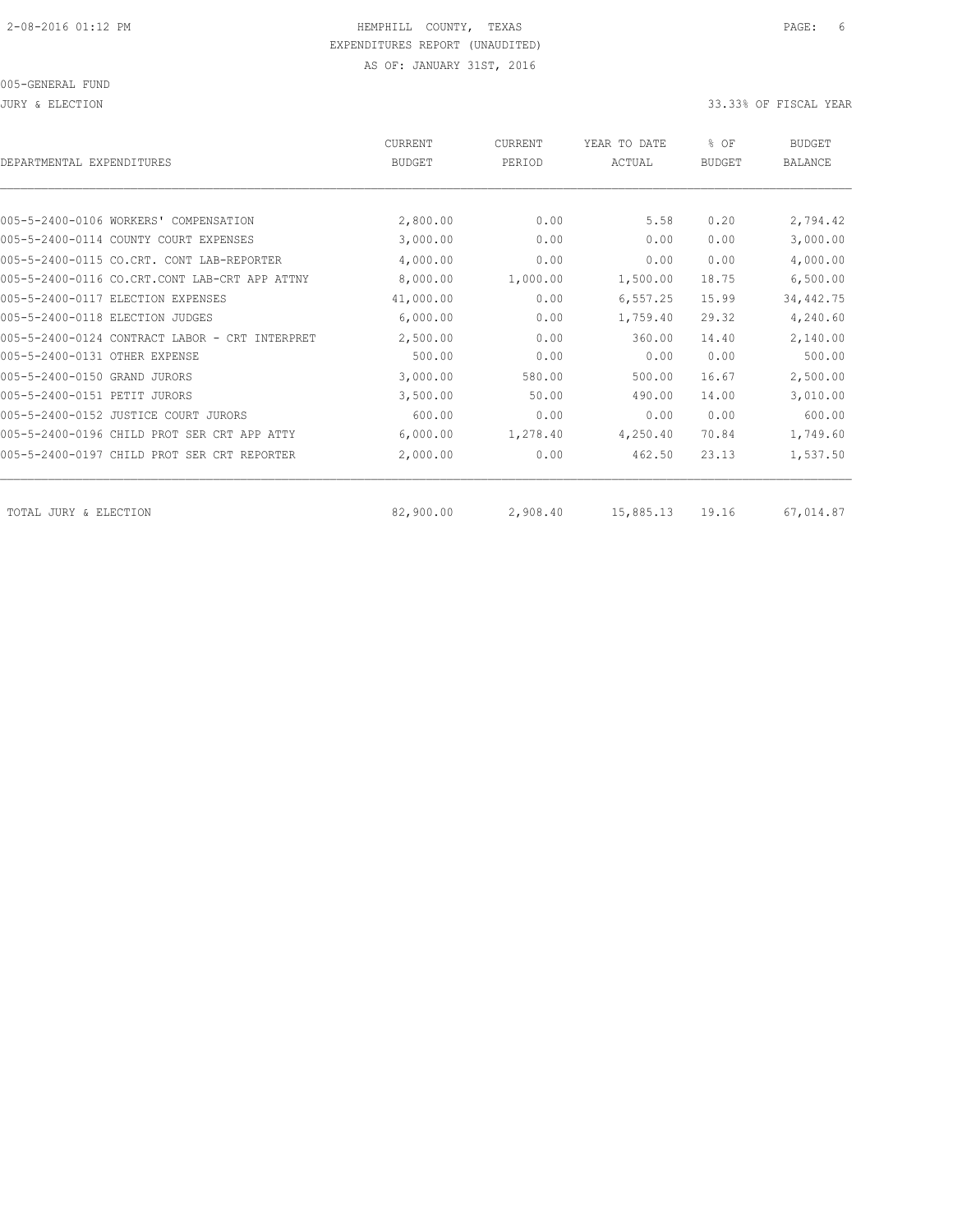HEMPHILL COUNTY, TEXAS

EXPENDITURES REPORT (UNAUDITED)

AS OF: JANUARY 31ST, 2016

005-GENERAL FUND

JURY & ELECTION — 33.33% OF FISCAL YEAR

| DEPARTMENTAL EXPENDITURES | CURRENT BUDGET | CURRENT PERIOD | YEAR TO DATE ACTUAL | % OF BUDGET | BUDGET BALANCE |
|---|---|---|---|---|---|
| 005-5-2400-0106 WORKERS' COMPENSATION | 2,800.00 | 0.00 | 5.58 | 0.20 | 2,794.42 |
| 005-5-2400-0114 COUNTY COURT EXPENSES | 3,000.00 | 0.00 | 0.00 | 0.00 | 3,000.00 |
| 005-5-2400-0115 CO.CRT. CONT LAB-REPORTER | 4,000.00 | 0.00 | 0.00 | 0.00 | 4,000.00 |
| 005-5-2400-0116 CO.CRT.CONT LAB-CRT APP ATTNY | 8,000.00 | 1,000.00 | 1,500.00 | 18.75 | 6,500.00 |
| 005-5-2400-0117 ELECTION EXPENSES | 41,000.00 | 0.00 | 6,557.25 | 15.99 | 34,442.75 |
| 005-5-2400-0118 ELECTION JUDGES | 6,000.00 | 0.00 | 1,759.40 | 29.32 | 4,240.60 |
| 005-5-2400-0124 CONTRACT LABOR - CRT INTERPRET | 2,500.00 | 0.00 | 360.00 | 14.40 | 2,140.00 |
| 005-5-2400-0131 OTHER EXPENSE | 500.00 | 0.00 | 0.00 | 0.00 | 500.00 |
| 005-5-2400-0150 GRAND JURORS | 3,000.00 | 580.00 | 500.00 | 16.67 | 2,500.00 |
| 005-5-2400-0151 PETIT JURORS | 3,500.00 | 50.00 | 490.00 | 14.00 | 3,010.00 |
| 005-5-2400-0152 JUSTICE COURT JURORS | 600.00 | 0.00 | 0.00 | 0.00 | 600.00 |
| 005-5-2400-0196 CHILD PROT SER CRT APP ATTY | 6,000.00 | 1,278.40 | 4,250.40 | 70.84 | 1,749.60 |
| 005-5-2400-0197 CHILD PROT SER CRT REPORTER | 2,000.00 | 0.00 | 462.50 | 23.13 | 1,537.50 |
| TOTAL JURY & ELECTION | 82,900.00 | 2,908.40 | 15,885.13 | 19.16 | 67,014.87 |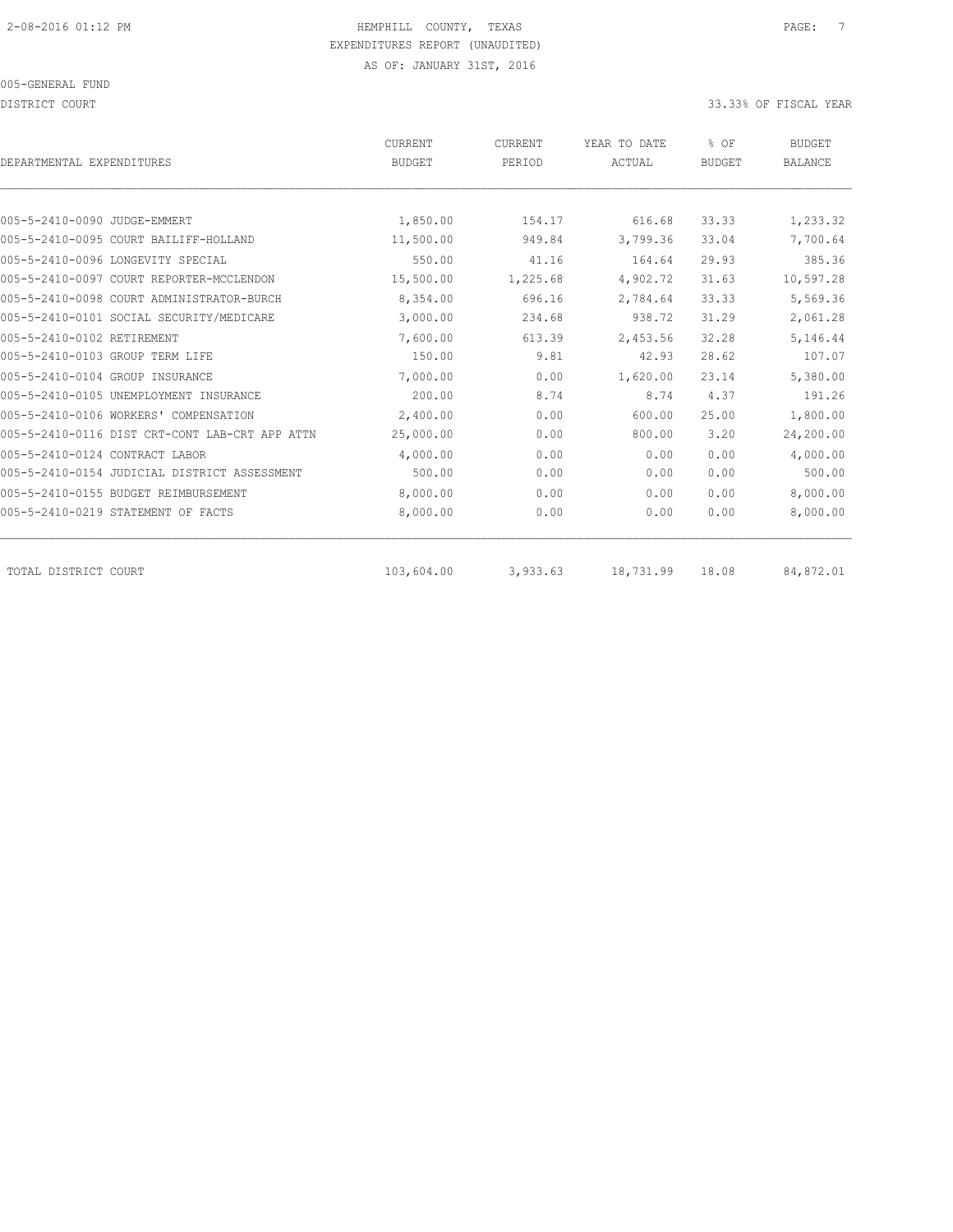HEMPHILL COUNTY, TEXAS

EXPENDITURES REPORT (UNAUDITED)

AS OF: JANUARY 31ST, 2016

005-GENERAL FUND

DISTRICT COURT

33.33% OF FISCAL YEAR

| DEPARTMENTAL EXPENDITURES | CURRENT BUDGET | CURRENT PERIOD | YEAR TO DATE ACTUAL | % OF BUDGET | BUDGET BALANCE |
|---|---|---|---|---|---|
| 005-5-2410-0090 JUDGE-EMMERT | 1,850.00 | 154.17 | 616.68 | 33.33 | 1,233.32 |
| 005-5-2410-0095 COURT BAILIFF-HOLLAND | 11,500.00 | 949.84 | 3,799.36 | 33.04 | 7,700.64 |
| 005-5-2410-0096 LONGEVITY SPECIAL | 550.00 | 41.16 | 164.64 | 29.93 | 385.36 |
| 005-5-2410-0097 COURT REPORTER-MCCLENDON | 15,500.00 | 1,225.68 | 4,902.72 | 31.63 | 10,597.28 |
| 005-5-2410-0098 COURT ADMINISTRATOR-BURCH | 8,354.00 | 696.16 | 2,784.64 | 33.33 | 5,569.36 |
| 005-5-2410-0101 SOCIAL SECURITY/MEDICARE | 3,000.00 | 234.68 | 938.72 | 31.29 | 2,061.28 |
| 005-5-2410-0102 RETIREMENT | 7,600.00 | 613.39 | 2,453.56 | 32.28 | 5,146.44 |
| 005-5-2410-0103 GROUP TERM LIFE | 150.00 | 9.81 | 42.93 | 28.62 | 107.07 |
| 005-5-2410-0104 GROUP INSURANCE | 7,000.00 | 0.00 | 1,620.00 | 23.14 | 5,380.00 |
| 005-5-2410-0105 UNEMPLOYMENT INSURANCE | 200.00 | 8.74 | 8.74 | 4.37 | 191.26 |
| 005-5-2410-0106 WORKERS' COMPENSATION | 2,400.00 | 0.00 | 600.00 | 25.00 | 1,800.00 |
| 005-5-2410-0116 DIST CRT-CONT LAB-CRT APP ATTN | 25,000.00 | 0.00 | 800.00 | 3.20 | 24,200.00 |
| 005-5-2410-0124 CONTRACT LABOR | 4,000.00 | 0.00 | 0.00 | 0.00 | 4,000.00 |
| 005-5-2410-0154 JUDICIAL DISTRICT ASSESSMENT | 500.00 | 0.00 | 0.00 | 0.00 | 500.00 |
| 005-5-2410-0155 BUDGET REIMBURSEMENT | 8,000.00 | 0.00 | 0.00 | 0.00 | 8,000.00 |
| 005-5-2410-0219 STATEMENT OF FACTS | 8,000.00 | 0.00 | 0.00 | 0.00 | 8,000.00 |
| TOTAL DISTRICT COURT | 103,604.00 | 3,933.63 | 18,731.99 | 18.08 | 84,872.01 |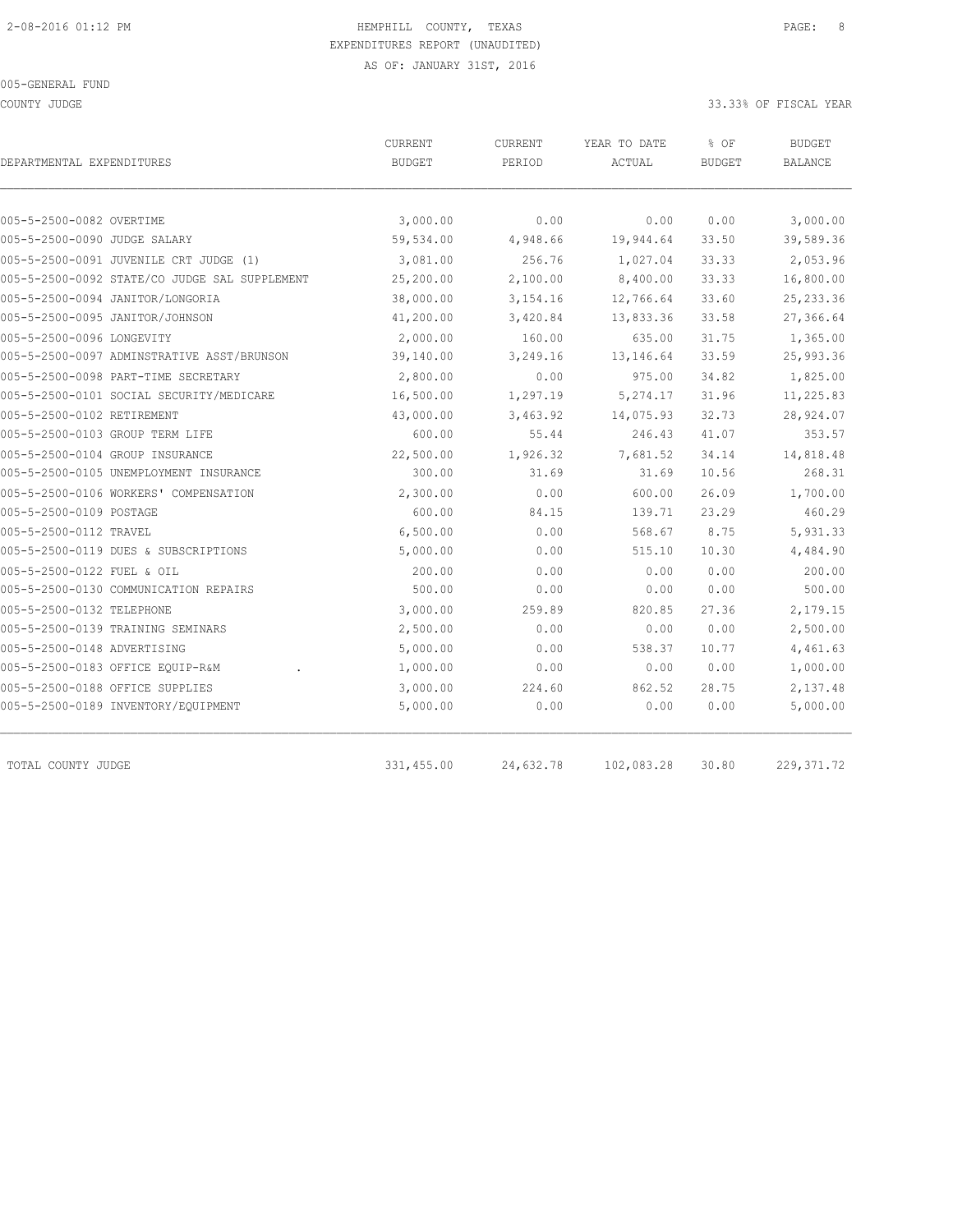2-08-2016 01:12 PM

HEMPHILL COUNTY, TEXAS
EXPENDITURES REPORT (UNAUDITED)
AS OF: JANUARY 31ST, 2016

005-GENERAL FUND

COUNTY JUDGE

33.33% OF FISCAL YEAR

| DEPARTMENTAL EXPENDITURES | CURRENT BUDGET | CURRENT PERIOD | YEAR TO DATE ACTUAL | % OF BUDGET | BUDGET BALANCE |
|---|---|---|---|---|---|
| 005-5-2500-0082 OVERTIME | 3,000.00 | 0.00 | 0.00 | 0.00 | 3,000.00 |
| 005-5-2500-0090 JUDGE SALARY | 59,534.00 | 4,948.66 | 19,944.64 | 33.50 | 39,589.36 |
| 005-5-2500-0091 JUVENILE CRT JUDGE (1) | 3,081.00 | 256.76 | 1,027.04 | 33.33 | 2,053.96 |
| 005-5-2500-0092 STATE/CO JUDGE SAL SUPPLEMENT | 25,200.00 | 2,100.00 | 8,400.00 | 33.33 | 16,800.00 |
| 005-5-2500-0094 JANITOR/LONGORIA | 38,000.00 | 3,154.16 | 12,766.64 | 33.60 | 25,233.36 |
| 005-5-2500-0095 JANITOR/JOHNSON | 41,200.00 | 3,420.84 | 13,833.36 | 33.58 | 27,366.64 |
| 005-5-2500-0096 LONGEVITY | 2,000.00 | 160.00 | 635.00 | 31.75 | 1,365.00 |
| 005-5-2500-0097 ADMINSTRATIVE ASST/BRUNSON | 39,140.00 | 3,249.16 | 13,146.64 | 33.59 | 25,993.36 |
| 005-5-2500-0098 PART-TIME SECRETARY | 2,800.00 | 0.00 | 975.00 | 34.82 | 1,825.00 |
| 005-5-2500-0101 SOCIAL SECURITY/MEDICARE | 16,500.00 | 1,297.19 | 5,274.17 | 31.96 | 11,225.83 |
| 005-5-2500-0102 RETIREMENT | 43,000.00 | 3,463.92 | 14,075.93 | 32.73 | 28,924.07 |
| 005-5-2500-0103 GROUP TERM LIFE | 600.00 | 55.44 | 246.43 | 41.07 | 353.57 |
| 005-5-2500-0104 GROUP INSURANCE | 22,500.00 | 1,926.32 | 7,681.52 | 34.14 | 14,818.48 |
| 005-5-2500-0105 UNEMPLOYMENT INSURANCE | 300.00 | 31.69 | 31.69 | 10.56 | 268.31 |
| 005-5-2500-0106 WORKERS' COMPENSATION | 2,300.00 | 0.00 | 600.00 | 26.09 | 1,700.00 |
| 005-5-2500-0109 POSTAGE | 600.00 | 84.15 | 139.71 | 23.29 | 460.29 |
| 005-5-2500-0112 TRAVEL | 6,500.00 | 0.00 | 568.67 | 8.75 | 5,931.33 |
| 005-5-2500-0119 DUES & SUBSCRIPTIONS | 5,000.00 | 0.00 | 515.10 | 10.30 | 4,484.90 |
| 005-5-2500-0122 FUEL & OIL | 200.00 | 0.00 | 0.00 | 0.00 | 200.00 |
| 005-5-2500-0130 COMMUNICATION REPAIRS | 500.00 | 0.00 | 0.00 | 0.00 | 500.00 |
| 005-5-2500-0132 TELEPHONE | 3,000.00 | 259.89 | 820.85 | 27.36 | 2,179.15 |
| 005-5-2500-0139 TRAINING SEMINARS | 2,500.00 | 0.00 | 0.00 | 0.00 | 2,500.00 |
| 005-5-2500-0148 ADVERTISING | 5,000.00 | 0.00 | 538.37 | 10.77 | 4,461.63 |
| 005-5-2500-0183 OFFICE EQUIP-R&M . | 1,000.00 | 0.00 | 0.00 | 0.00 | 1,000.00 |
| 005-5-2500-0188 OFFICE SUPPLIES | 3,000.00 | 224.60 | 862.52 | 28.75 | 2,137.48 |
| 005-5-2500-0189 INVENTORY/EQUIPMENT | 5,000.00 | 0.00 | 0.00 | 0.00 | 5,000.00 |
| TOTAL COUNTY JUDGE | 331,455.00 | 24,632.78 | 102,083.28 | 30.80 | 229,371.72 |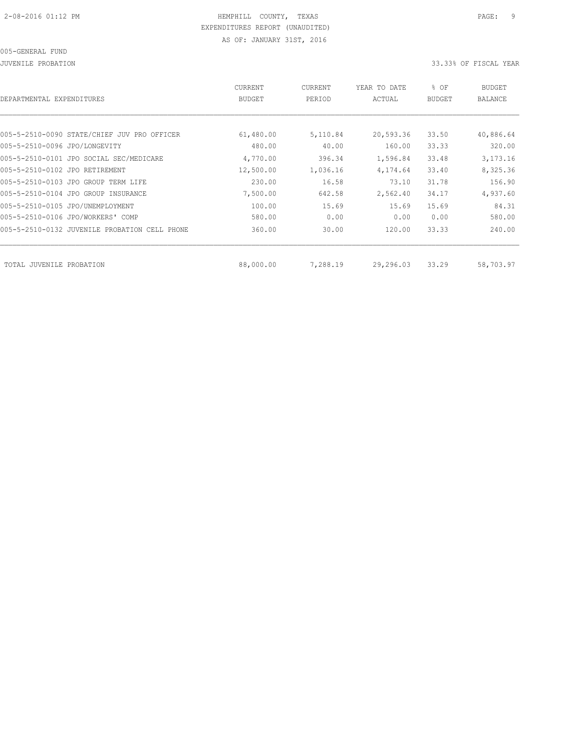HEMPHILL COUNTY, TEXAS
EXPENDITURES REPORT (UNAUDITED)
AS OF: JANUARY 31ST, 2016

005-GENERAL FUND

JUVENILE PROBATION — 33.33% OF FISCAL YEAR

| DEPARTMENTAL EXPENDITURES | CURRENT BUDGET | CURRENT PERIOD | YEAR TO DATE ACTUAL | % OF BUDGET | BUDGET BALANCE |
|---|---|---|---|---|---|
| 005-5-2510-0090 STATE/CHIEF JUV PRO OFFICER | 61,480.00 | 5,110.84 | 20,593.36 | 33.50 | 40,886.64 |
| 005-5-2510-0096 JPO/LONGEVITY | 480.00 | 40.00 | 160.00 | 33.33 | 320.00 |
| 005-5-2510-0101 JPO SOCIAL SEC/MEDICARE | 4,770.00 | 396.34 | 1,596.84 | 33.48 | 3,173.16 |
| 005-5-2510-0102 JPO RETIREMENT | 12,500.00 | 1,036.16 | 4,174.64 | 33.40 | 8,325.36 |
| 005-5-2510-0103 JPO GROUP TERM LIFE | 230.00 | 16.58 | 73.10 | 31.78 | 156.90 |
| 005-5-2510-0104 JPO GROUP INSURANCE | 7,500.00 | 642.58 | 2,562.40 | 34.17 | 4,937.60 |
| 005-5-2510-0105 JPO/UNEMPLOYMENT | 100.00 | 15.69 | 15.69 | 15.69 | 84.31 |
| 005-5-2510-0106 JPO/WORKERS' COMP | 580.00 | 0.00 | 0.00 | 0.00 | 580.00 |
| 005-5-2510-0132 JUVENILE PROBATION CELL PHONE | 360.00 | 30.00 | 120.00 | 33.33 | 240.00 |
| TOTAL JUVENILE PROBATION | 88,000.00 | 7,288.19 | 29,296.03 | 33.29 | 58,703.97 |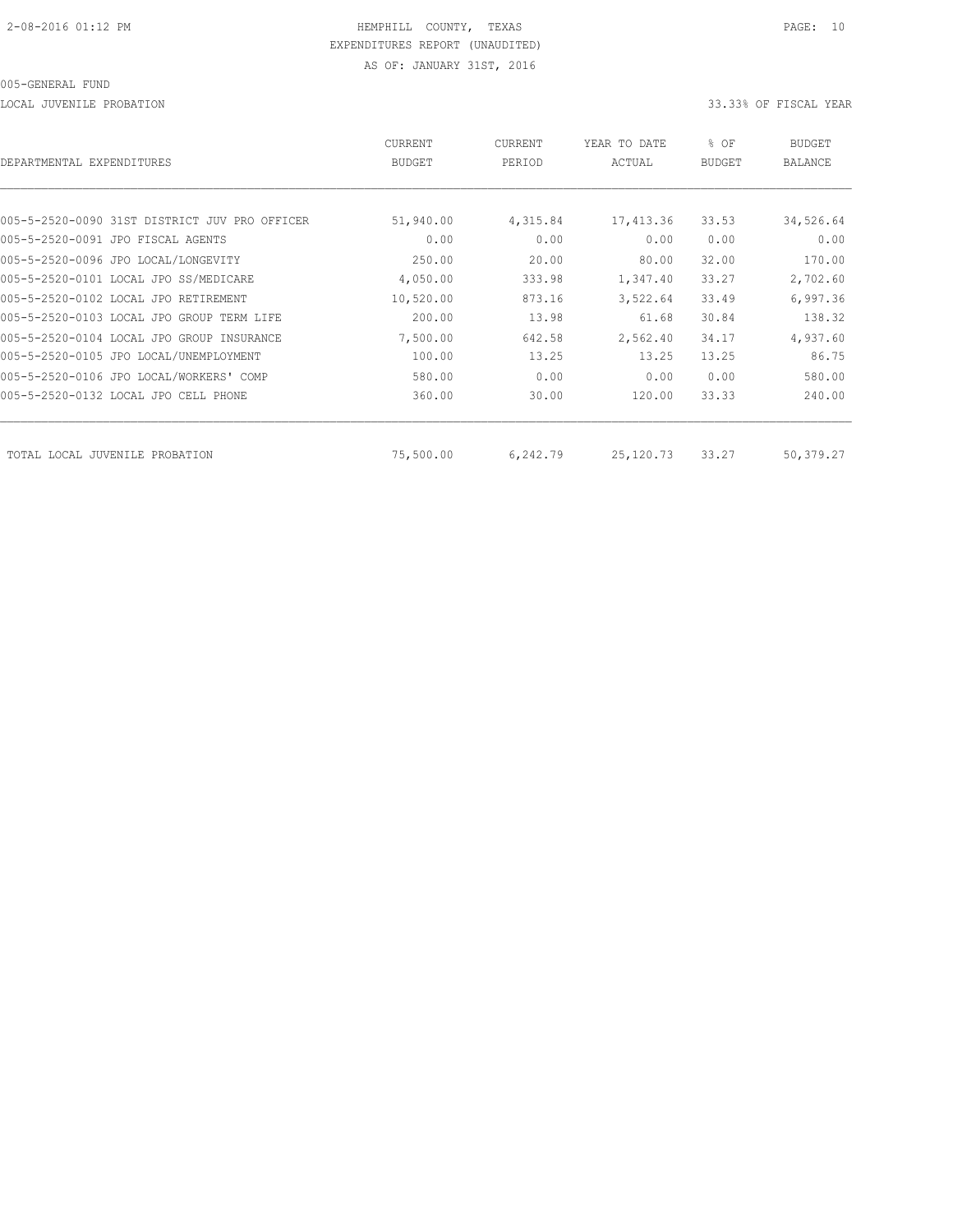HEMPHILL COUNTY, TEXAS

EXPENDITURES REPORT (UNAUDITED)

AS OF: JANUARY 31ST, 2016

005-GENERAL FUND

LOCAL JUVENILE PROBATION

33.33% OF FISCAL YEAR

| DEPARTMENTAL EXPENDITURES | CURRENT BUDGET | CURRENT PERIOD | YEAR TO DATE ACTUAL | % OF BUDGET | BUDGET BALANCE |
|---|---|---|---|---|---|
| 005-5-2520-0090 31ST DISTRICT JUV PRO OFFICER | 51,940.00 | 4,315.84 | 17,413.36 | 33.53 | 34,526.64 |
| 005-5-2520-0091 JPO FISCAL AGENTS | 0.00 | 0.00 | 0.00 | 0.00 | 0.00 |
| 005-5-2520-0096 JPO LOCAL/LONGEVITY | 250.00 | 20.00 | 80.00 | 32.00 | 170.00 |
| 005-5-2520-0101 LOCAL JPO SS/MEDICARE | 4,050.00 | 333.98 | 1,347.40 | 33.27 | 2,702.60 |
| 005-5-2520-0102 LOCAL JPO RETIREMENT | 10,520.00 | 873.16 | 3,522.64 | 33.49 | 6,997.36 |
| 005-5-2520-0103 LOCAL JPO GROUP TERM LIFE | 200.00 | 13.98 | 61.68 | 30.84 | 138.32 |
| 005-5-2520-0104 LOCAL JPO GROUP INSURANCE | 7,500.00 | 642.58 | 2,562.40 | 34.17 | 4,937.60 |
| 005-5-2520-0105 JPO LOCAL/UNEMPLOYMENT | 100.00 | 13.25 | 13.25 | 13.25 | 86.75 |
| 005-5-2520-0106 JPO LOCAL/WORKERS' COMP | 580.00 | 0.00 | 0.00 | 0.00 | 580.00 |
| 005-5-2520-0132 LOCAL JPO CELL PHONE | 360.00 | 30.00 | 120.00 | 33.33 | 240.00 |
| TOTAL LOCAL JUVENILE PROBATION | 75,500.00 | 6,242.79 | 25,120.73 | 33.27 | 50,379.27 |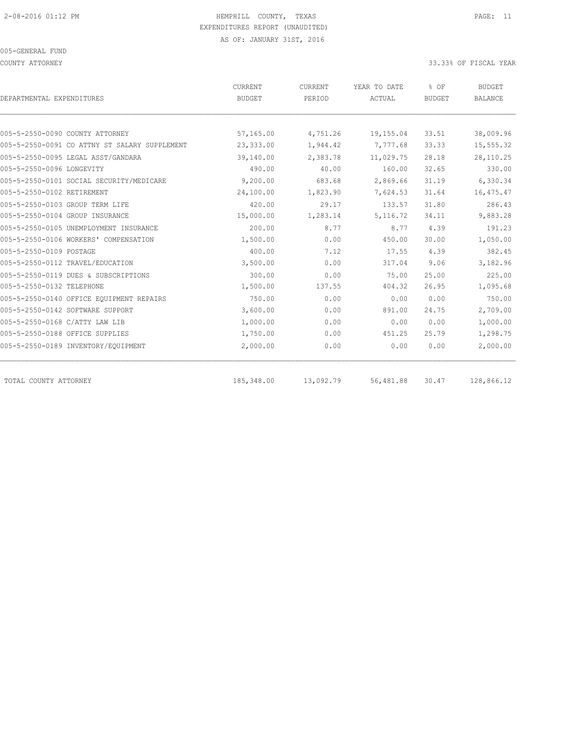HEMPHILL COUNTY, TEXAS
EXPENDITURES REPORT (UNAUDITED)
AS OF: JANUARY 31ST, 2016

005-GENERAL FUND

COUNTY ATTORNEY

33.33% OF FISCAL YEAR

| DEPARTMENTAL EXPENDITURES | CURRENT BUDGET | CURRENT PERIOD | YEAR TO DATE ACTUAL | % OF BUDGET | BUDGET BALANCE |
|---|---|---|---|---|---|
| 005-5-2550-0090 COUNTY ATTORNEY | 57,165.00 | 4,751.26 | 19,155.04 | 33.51 | 38,009.96 |
| 005-5-2550-0091 CO ATTNY ST SALARY SUPPLEMENT | 23,333.00 | 1,944.42 | 7,777.68 | 33.33 | 15,555.32 |
| 005-5-2550-0095 LEGAL ASST/GANDARA | 39,140.00 | 2,383.78 | 11,029.75 | 28.18 | 28,110.25 |
| 005-5-2550-0096 LONGEVITY | 490.00 | 40.00 | 160.00 | 32.65 | 330.00 |
| 005-5-2550-0101 SOCIAL SECURITY/MEDICARE | 9,200.00 | 683.68 | 2,869.66 | 31.19 | 6,330.34 |
| 005-5-2550-0102 RETIREMENT | 24,100.00 | 1,823.90 | 7,624.53 | 31.64 | 16,475.47 |
| 005-5-2550-0103 GROUP TERM LIFE | 420.00 | 29.17 | 133.57 | 31.80 | 286.43 |
| 005-5-2550-0104 GROUP INSURANCE | 15,000.00 | 1,283.14 | 5,116.72 | 34.11 | 9,883.28 |
| 005-5-2550-0105 UNEMPLOYMENT INSURANCE | 200.00 | 8.77 | 8.77 | 4.39 | 191.23 |
| 005-5-2550-0106 WORKERS' COMPENSATION | 1,500.00 | 0.00 | 450.00 | 30.00 | 1,050.00 |
| 005-5-2550-0109 POSTAGE | 400.00 | 7.12 | 17.55 | 4.39 | 382.45 |
| 005-5-2550-0112 TRAVEL/EDUCATION | 3,500.00 | 0.00 | 317.04 | 9.06 | 3,182.96 |
| 005-5-2550-0119 DUES & SUBSCRIPTIONS | 300.00 | 0.00 | 75.00 | 25.00 | 225.00 |
| 005-5-2550-0132 TELEPHONE | 1,500.00 | 137.55 | 404.32 | 26.95 | 1,095.68 |
| 005-5-2550-0140 OFFICE EQUIPMENT REPAIRS | 750.00 | 0.00 | 0.00 | 0.00 | 750.00 |
| 005-5-2550-0142 SOFTWARE SUPPORT | 3,600.00 | 0.00 | 891.00 | 24.75 | 2,709.00 |
| 005-5-2550-0168 C/ATTY LAW LIB | 1,000.00 | 0.00 | 0.00 | 0.00 | 1,000.00 |
| 005-5-2550-0188 OFFICE SUPPLIES | 1,750.00 | 0.00 | 451.25 | 25.79 | 1,298.75 |
| 005-5-2550-0189 INVENTORY/EQUIPMENT | 2,000.00 | 0.00 | 0.00 | 0.00 | 2,000.00 |
| TOTAL COUNTY ATTORNEY | 185,348.00 | 13,092.79 | 56,481.88 | 30.47 | 128,866.12 |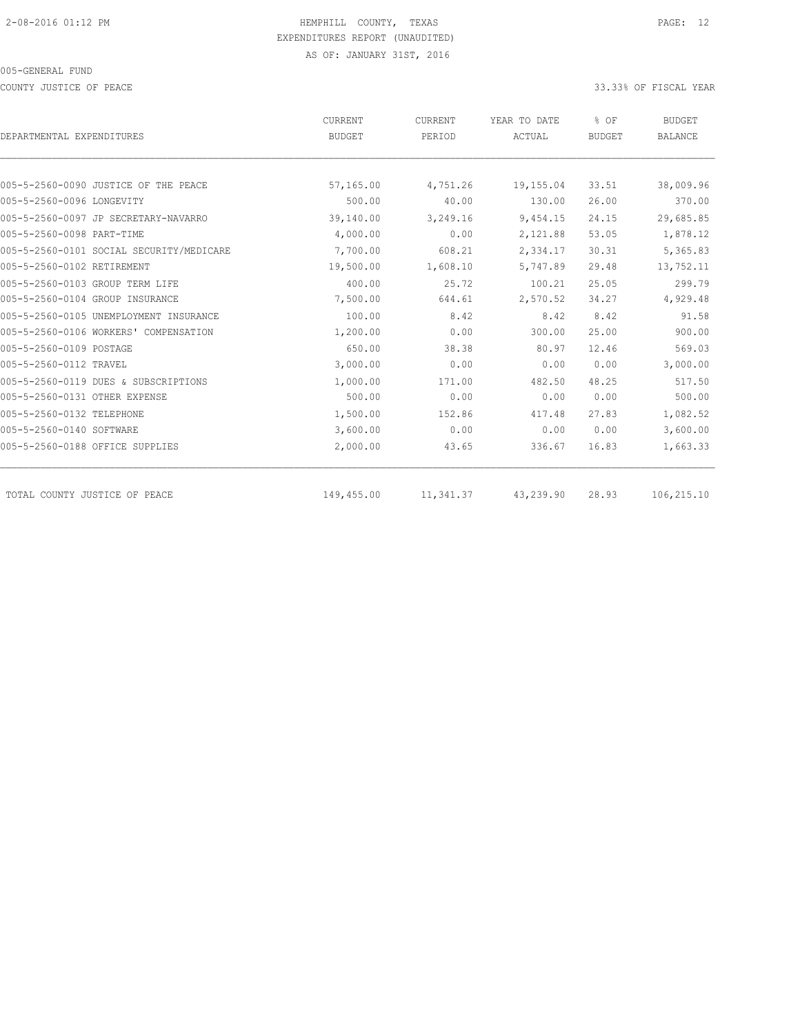HEMPHILL COUNTY, TEXAS
EXPENDITURES REPORT (UNAUDITED)
AS OF: JANUARY 31ST, 2016

005-GENERAL FUND

COUNTY JUSTICE OF PEACE — 33.33% OF FISCAL YEAR

| DEPARTMENTAL EXPENDITURES | CURRENT BUDGET | CURRENT PERIOD | YEAR TO DATE ACTUAL | % OF BUDGET | BUDGET BALANCE |
|---|---|---|---|---|---|
| 005-5-2560-0090 JUSTICE OF THE PEACE | 57,165.00 | 4,751.26 | 19,155.04 | 33.51 | 38,009.96 |
| 005-5-2560-0096 LONGEVITY | 500.00 | 40.00 | 130.00 | 26.00 | 370.00 |
| 005-5-2560-0097 JP SECRETARY-NAVARRO | 39,140.00 | 3,249.16 | 9,454.15 | 24.15 | 29,685.85 |
| 005-5-2560-0098 PART-TIME | 4,000.00 | 0.00 | 2,121.88 | 53.05 | 1,878.12 |
| 005-5-2560-0101 SOCIAL SECURITY/MEDICARE | 7,700.00 | 608.21 | 2,334.17 | 30.31 | 5,365.83 |
| 005-5-2560-0102 RETIREMENT | 19,500.00 | 1,608.10 | 5,747.89 | 29.48 | 13,752.11 |
| 005-5-2560-0103 GROUP TERM LIFE | 400.00 | 25.72 | 100.21 | 25.05 | 299.79 |
| 005-5-2560-0104 GROUP INSURANCE | 7,500.00 | 644.61 | 2,570.52 | 34.27 | 4,929.48 |
| 005-5-2560-0105 UNEMPLOYMENT INSURANCE | 100.00 | 8.42 | 8.42 | 8.42 | 91.58 |
| 005-5-2560-0106 WORKERS' COMPENSATION | 1,200.00 | 0.00 | 300.00 | 25.00 | 900.00 |
| 005-5-2560-0109 POSTAGE | 650.00 | 38.38 | 80.97 | 12.46 | 569.03 |
| 005-5-2560-0112 TRAVEL | 3,000.00 | 0.00 | 0.00 | 0.00 | 3,000.00 |
| 005-5-2560-0119 DUES & SUBSCRIPTIONS | 1,000.00 | 171.00 | 482.50 | 48.25 | 517.50 |
| 005-5-2560-0131 OTHER EXPENSE | 500.00 | 0.00 | 0.00 | 0.00 | 500.00 |
| 005-5-2560-0132 TELEPHONE | 1,500.00 | 152.86 | 417.48 | 27.83 | 1,082.52 |
| 005-5-2560-0140 SOFTWARE | 3,600.00 | 0.00 | 0.00 | 0.00 | 3,600.00 |
| 005-5-2560-0188 OFFICE SUPPLIES | 2,000.00 | 43.65 | 336.67 | 16.83 | 1,663.33 |
| TOTAL COUNTY JUSTICE OF PEACE | 149,455.00 | 11,341.37 | 43,239.90 | 28.93 | 106,215.10 |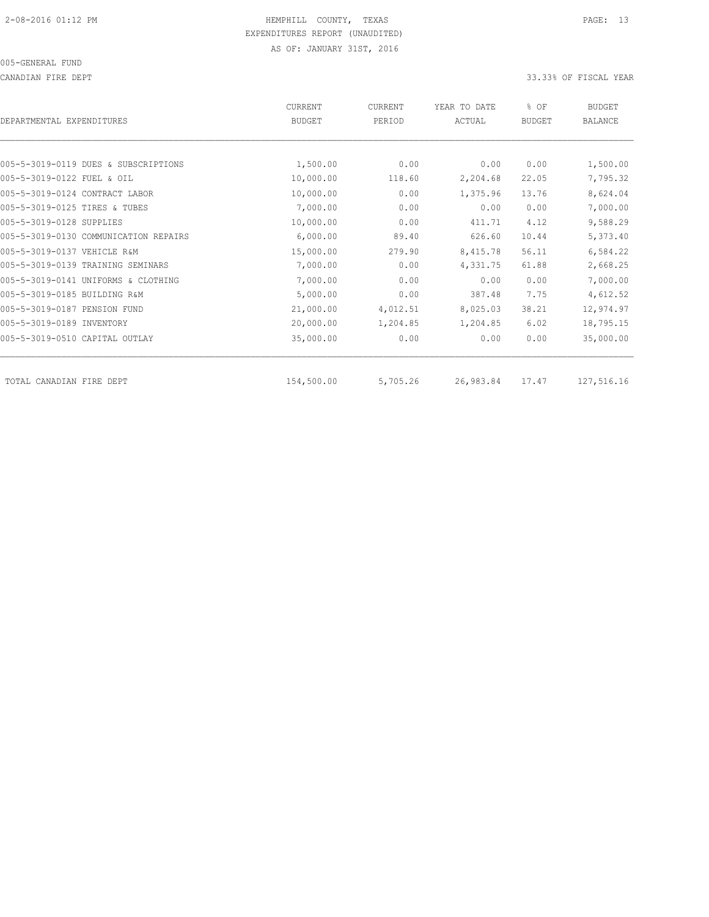HEMPHILL COUNTY, TEXAS
EXPENDITURES REPORT (UNAUDITED)
AS OF: JANUARY 31ST, 2016

005-GENERAL FUND

CANADIAN FIRE DEPT

33.33% OF FISCAL YEAR

| DEPARTMENTAL EXPENDITURES | CURRENT BUDGET | CURRENT PERIOD | YEAR TO DATE ACTUAL | % OF BUDGET | BUDGET BALANCE |
|---|---|---|---|---|---|
| 005-5-3019-0119 DUES & SUBSCRIPTIONS | 1,500.00 | 0.00 | 0.00 | 0.00 | 1,500.00 |
| 005-5-3019-0122 FUEL & OIL | 10,000.00 | 118.60 | 2,204.68 | 22.05 | 7,795.32 |
| 005-5-3019-0124 CONTRACT LABOR | 10,000.00 | 0.00 | 1,375.96 | 13.76 | 8,624.04 |
| 005-5-3019-0125 TIRES & TUBES | 7,000.00 | 0.00 | 0.00 | 0.00 | 7,000.00 |
| 005-5-3019-0128 SUPPLIES | 10,000.00 | 0.00 | 411.71 | 4.12 | 9,588.29 |
| 005-5-3019-0130 COMMUNICATION REPAIRS | 6,000.00 | 89.40 | 626.60 | 10.44 | 5,373.40 |
| 005-5-3019-0137 VEHICLE R&M | 15,000.00 | 279.90 | 8,415.78 | 56.11 | 6,584.22 |
| 005-5-3019-0139 TRAINING SEMINARS | 7,000.00 | 0.00 | 4,331.75 | 61.88 | 2,668.25 |
| 005-5-3019-0141 UNIFORMS & CLOTHING | 7,000.00 | 0.00 | 0.00 | 0.00 | 7,000.00 |
| 005-5-3019-0185 BUILDING R&M | 5,000.00 | 0.00 | 387.48 | 7.75 | 4,612.52 |
| 005-5-3019-0187 PENSION FUND | 21,000.00 | 4,012.51 | 8,025.03 | 38.21 | 12,974.97 |
| 005-5-3019-0189 INVENTORY | 20,000.00 | 1,204.85 | 1,204.85 | 6.02 | 18,795.15 |
| 005-5-3019-0510 CAPITAL OUTLAY | 35,000.00 | 0.00 | 0.00 | 0.00 | 35,000.00 |
| TOTAL CANADIAN FIRE DEPT | 154,500.00 | 5,705.26 | 26,983.84 | 17.47 | 127,516.16 |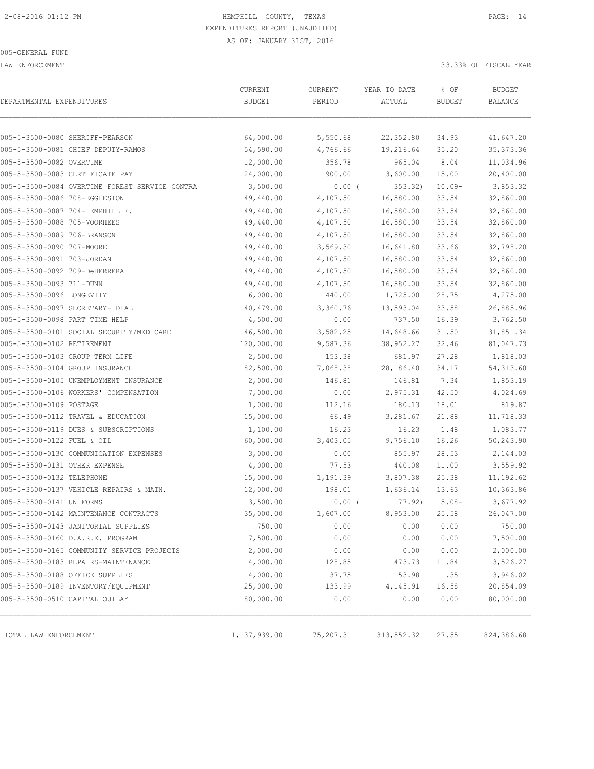# HEMPHILL COUNTY, TEXAS

EXPENDITURES REPORT (UNAUDITED)

AS OF: JANUARY 31ST, 2016

005-GENERAL FUND

LAW ENFORCEMENT

33.33% OF FISCAL YEAR

| DEPARTMENTAL EXPENDITURES | CURRENT BUDGET | CURRENT PERIOD | YEAR TO DATE ACTUAL | % OF BUDGET | BUDGET BALANCE |
|---|---|---|---|---|---|
| 005-5-3500-0080 SHERIFF-PEARSON | 64,000.00 | 5,550.68 | 22,352.80 | 34.93 | 41,647.20 |
| 005-5-3500-0081 CHIEF DEPUTY-RAMOS | 54,590.00 | 4,766.66 | 19,216.64 | 35.20 | 35,373.36 |
| 005-5-3500-0082 OVERTIME | 12,000.00 | 356.78 | 965.04 | 8.04 | 11,034.96 |
| 005-5-3500-0083 CERTIFICATE PAY | 24,000.00 | 900.00 | 3,600.00 | 15.00 | 20,400.00 |
| 005-5-3500-0084 OVERTIME FOREST SERVICE CONTRA | 3,500.00 | 0.00 | ( 353.32) | 10.09- | 3,853.32 |
| 005-5-3500-0086 708-EGGLESTON | 49,440.00 | 4,107.50 | 16,580.00 | 33.54 | 32,860.00 |
| 005-5-3500-0087 704-HEMPHILL E. | 49,440.00 | 4,107.50 | 16,580.00 | 33.54 | 32,860.00 |
| 005-5-3500-0088 705-VOORHEES | 49,440.00 | 4,107.50 | 16,580.00 | 33.54 | 32,860.00 |
| 005-5-3500-0089 706-BRANSON | 49,440.00 | 4,107.50 | 16,580.00 | 33.54 | 32,860.00 |
| 005-5-3500-0090 707-MOORE | 49,440.00 | 3,569.30 | 16,641.80 | 33.66 | 32,798.20 |
| 005-5-3500-0091 703-JORDAN | 49,440.00 | 4,107.50 | 16,580.00 | 33.54 | 32,860.00 |
| 005-5-3500-0092 709-DeHERRERA | 49,440.00 | 4,107.50 | 16,580.00 | 33.54 | 32,860.00 |
| 005-5-3500-0093 711-DUNN | 49,440.00 | 4,107.50 | 16,580.00 | 33.54 | 32,860.00 |
| 005-5-3500-0096 LONGEVITY | 6,000.00 | 440.00 | 1,725.00 | 28.75 | 4,275.00 |
| 005-5-3500-0097 SECRETARY- DIAL | 40,479.00 | 3,360.76 | 13,593.04 | 33.58 | 26,885.96 |
| 005-5-3500-0098 PART TIME HELP | 4,500.00 | 0.00 | 737.50 | 16.39 | 3,762.50 |
| 005-5-3500-0101 SOCIAL SECURITY/MEDICARE | 46,500.00 | 3,582.25 | 14,648.66 | 31.50 | 31,851.34 |
| 005-5-3500-0102 RETIREMENT | 120,000.00 | 9,587.36 | 38,952.27 | 32.46 | 81,047.73 |
| 005-5-3500-0103 GROUP TERM LIFE | 2,500.00 | 153.38 | 681.97 | 27.28 | 1,818.03 |
| 005-5-3500-0104 GROUP INSURANCE | 82,500.00 | 7,068.38 | 28,186.40 | 34.17 | 54,313.60 |
| 005-5-3500-0105 UNEMPLOYMENT INSURANCE | 2,000.00 | 146.81 | 146.81 | 7.34 | 1,853.19 |
| 005-5-3500-0106 WORKERS' COMPENSATION | 7,000.00 | 0.00 | 2,975.31 | 42.50 | 4,024.69 |
| 005-5-3500-0109 POSTAGE | 1,000.00 | 112.16 | 180.13 | 18.01 | 819.87 |
| 005-5-3500-0112 TRAVEL & EDUCATION | 15,000.00 | 66.49 | 3,281.67 | 21.88 | 11,718.33 |
| 005-5-3500-0119 DUES & SUBSCRIPTIONS | 1,100.00 | 16.23 | 16.23 | 1.48 | 1,083.77 |
| 005-5-3500-0122 FUEL & OIL | 60,000.00 | 3,403.05 | 9,756.10 | 16.26 | 50,243.90 |
| 005-5-3500-0130 COMMUNICATION EXPENSES | 3,000.00 | 0.00 | 855.97 | 28.53 | 2,144.03 |
| 005-5-3500-0131 OTHER EXPENSE | 4,000.00 | 77.53 | 440.08 | 11.00 | 3,559.92 |
| 005-5-3500-0132 TELEPHONE | 15,000.00 | 1,191.39 | 3,807.38 | 25.38 | 11,192.62 |
| 005-5-3500-0137 VEHICLE REPAIRS & MAIN. | 12,000.00 | 198.01 | 1,636.14 | 13.63 | 10,363.86 |
| 005-5-3500-0141 UNIFORMS | 3,500.00 | 0.00 | ( 177.92) | 5.08- | 3,677.92 |
| 005-5-3500-0142 MAINTENANCE CONTRACTS | 35,000.00 | 1,607.00 | 8,953.00 | 25.58 | 26,047.00 |
| 005-5-3500-0143 JANITORIAL SUPPLIES | 750.00 | 0.00 | 0.00 | 0.00 | 750.00 |
| 005-5-3500-0160 D.A.R.E. PROGRAM | 7,500.00 | 0.00 | 0.00 | 0.00 | 7,500.00 |
| 005-5-3500-0165 COMMUNITY SERVICE PROJECTS | 2,000.00 | 0.00 | 0.00 | 0.00 | 2,000.00 |
| 005-5-3500-0183 REPAIRS-MAINTENANCE | 4,000.00 | 128.85 | 473.73 | 11.84 | 3,526.27 |
| 005-5-3500-0188 OFFICE SUPPLIES | 4,000.00 | 37.75 | 53.98 | 1.35 | 3,946.02 |
| 005-5-3500-0189 INVENTORY/EQUIPMENT | 25,000.00 | 133.99 | 4,145.91 | 16.58 | 20,854.09 |
| 005-5-3500-0510 CAPITAL OUTLAY | 80,000.00 | 0.00 | 0.00 | 0.00 | 80,000.00 |
| TOTAL LAW ENFORCEMENT | 1,137,939.00 | 75,207.31 | 313,552.32 | 27.55 | 824,386.68 |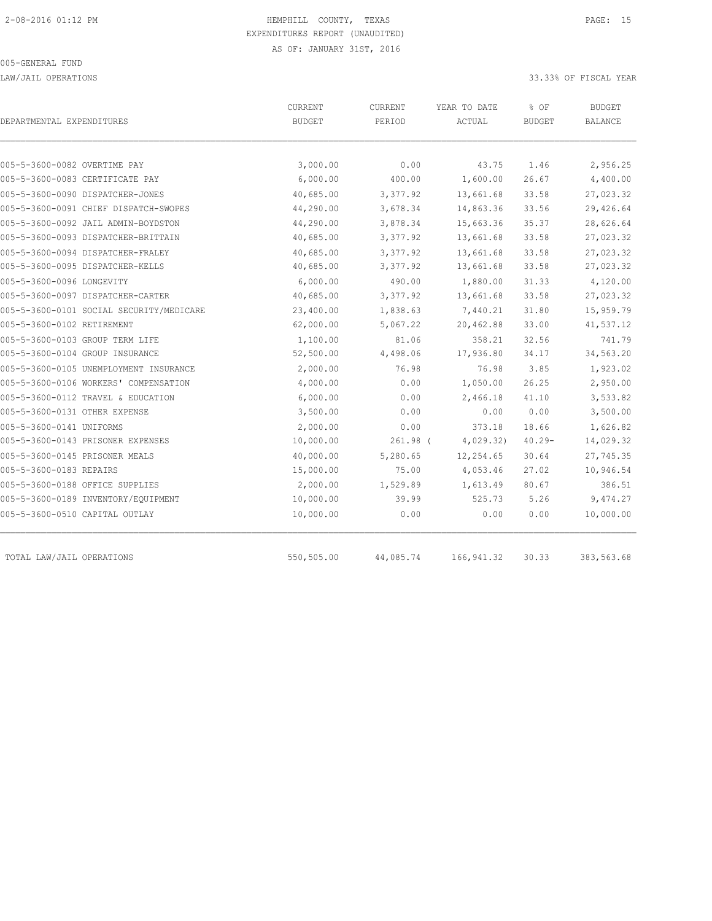HEMPHILL COUNTY, TEXAS
EXPENDITURES REPORT (UNAUDITED)
AS OF: JANUARY 31ST, 2016

005-GENERAL FUND

LAW/JAIL OPERATIONS — 33.33% OF FISCAL YEAR

| DEPARTMENTAL EXPENDITURES | CURRENT BUDGET | CURRENT PERIOD | YEAR TO DATE ACTUAL | % OF BUDGET | BUDGET BALANCE |
|---|---|---|---|---|---|
| 005-5-3600-0082 OVERTIME PAY | 3,000.00 | 0.00 | 43.75 | 1.46 | 2,956.25 |
| 005-5-3600-0083 CERTIFICATE PAY | 6,000.00 | 400.00 | 1,600.00 | 26.67 | 4,400.00 |
| 005-5-3600-0090 DISPATCHER-JONES | 40,685.00 | 3,377.92 | 13,661.68 | 33.58 | 27,023.32 |
| 005-5-3600-0091 CHIEF DISPATCH-SWOPES | 44,290.00 | 3,678.34 | 14,863.36 | 33.56 | 29,426.64 |
| 005-5-3600-0092 JAIL ADMIN-BOYDSTON | 44,290.00 | 3,878.34 | 15,663.36 | 35.37 | 28,626.64 |
| 005-5-3600-0093 DISPATCHER-BRITTAIN | 40,685.00 | 3,377.92 | 13,661.68 | 33.58 | 27,023.32 |
| 005-5-3600-0094 DISPATCHER-FRALEY | 40,685.00 | 3,377.92 | 13,661.68 | 33.58 | 27,023.32 |
| 005-5-3600-0095 DISPATCHER-KELLS | 40,685.00 | 3,377.92 | 13,661.68 | 33.58 | 27,023.32 |
| 005-5-3600-0096 LONGEVITY | 6,000.00 | 490.00 | 1,880.00 | 31.33 | 4,120.00 |
| 005-5-3600-0097 DISPATCHER-CARTER | 40,685.00 | 3,377.92 | 13,661.68 | 33.58 | 27,023.32 |
| 005-5-3600-0101 SOCIAL SECURITY/MEDICARE | 23,400.00 | 1,838.63 | 7,440.21 | 31.80 | 15,959.79 |
| 005-5-3600-0102 RETIREMENT | 62,000.00 | 5,067.22 | 20,462.88 | 33.00 | 41,537.12 |
| 005-5-3600-0103 GROUP TERM LIFE | 1,100.00 | 81.06 | 358.21 | 32.56 | 741.79 |
| 005-5-3600-0104 GROUP INSURANCE | 52,500.00 | 4,498.06 | 17,936.80 | 34.17 | 34,563.20 |
| 005-5-3600-0105 UNEMPLOYMENT INSURANCE | 2,000.00 | 76.98 | 76.98 | 3.85 | 1,923.02 |
| 005-5-3600-0106 WORKERS' COMPENSATION | 4,000.00 | 0.00 | 1,050.00 | 26.25 | 2,950.00 |
| 005-5-3600-0112 TRAVEL & EDUCATION | 6,000.00 | 0.00 | 2,466.18 | 41.10 | 3,533.82 |
| 005-5-3600-0131 OTHER EXPENSE | 3,500.00 | 0.00 | 0.00 | 0.00 | 3,500.00 |
| 005-5-3600-0141 UNIFORMS | 2,000.00 | 0.00 | 373.18 | 18.66 | 1,626.82 |
| 005-5-3600-0143 PRISONER EXPENSES | 10,000.00 | 261.98 | ( 4,029.32) | 40.29- | 14,029.32 |
| 005-5-3600-0145 PRISONER MEALS | 40,000.00 | 5,280.65 | 12,254.65 | 30.64 | 27,745.35 |
| 005-5-3600-0183 REPAIRS | 15,000.00 | 75.00 | 4,053.46 | 27.02 | 10,946.54 |
| 005-5-3600-0188 OFFICE SUPPLIES | 2,000.00 | 1,529.89 | 1,613.49 | 80.67 | 386.51 |
| 005-5-3600-0189 INVENTORY/EQUIPMENT | 10,000.00 | 39.99 | 525.73 | 5.26 | 9,474.27 |
| 005-5-3600-0510 CAPITAL OUTLAY | 10,000.00 | 0.00 | 0.00 | 0.00 | 10,000.00 |
| TOTAL LAW/JAIL OPERATIONS | 550,505.00 | 44,085.74 | 166,941.32 | 30.33 | 383,563.68 |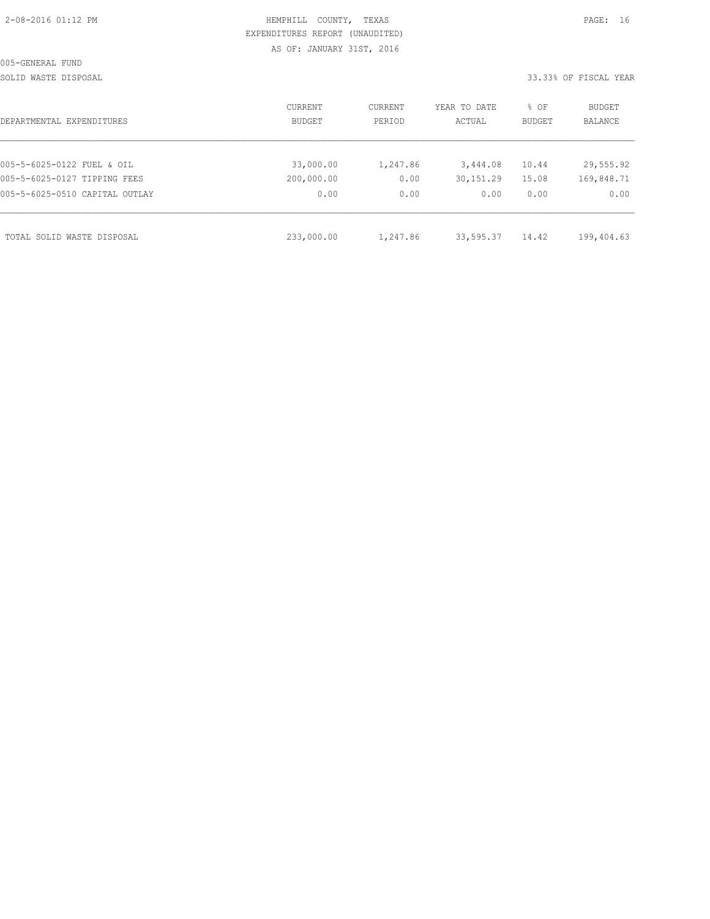HEMPHILL COUNTY, TEXAS
EXPENDITURES REPORT (UNAUDITED)
AS OF: JANUARY 31ST, 2016

005-GENERAL FUND

SOLID WASTE DISPOSAL

33.33% OF FISCAL YEAR

| DEPARTMENTAL EXPENDITURES | CURRENT BUDGET | CURRENT PERIOD | YEAR TO DATE ACTUAL | % OF BUDGET | BUDGET BALANCE |
|---|---|---|---|---|---|
| 005-5-6025-0122 FUEL & OIL | 33,000.00 | 1,247.86 | 3,444.08 | 10.44 | 29,555.92 |
| 005-5-6025-0127 TIPPING FEES | 200,000.00 | 0.00 | 30,151.29 | 15.08 | 169,848.71 |
| 005-5-6025-0510 CAPITAL OUTLAY | 0.00 | 0.00 | 0.00 | 0.00 | 0.00 |
| TOTAL SOLID WASTE DISPOSAL | 233,000.00 | 1,247.86 | 33,595.37 | 14.42 | 199,404.63 |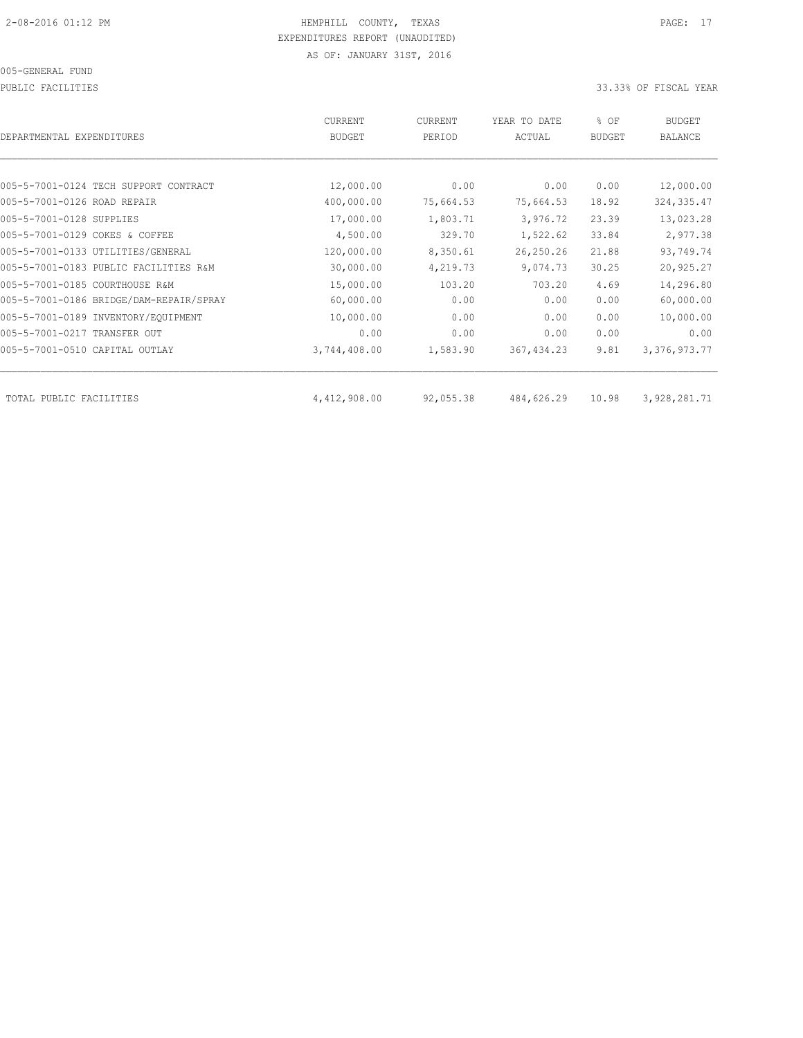HEMPHILL COUNTY, TEXAS
EXPENDITURES REPORT (UNAUDITED)
AS OF: JANUARY 31ST, 2016

005-GENERAL FUND

PUBLIC FACILITIES — 33.33% OF FISCAL YEAR

| DEPARTMENTAL EXPENDITURES | CURRENT BUDGET | CURRENT PERIOD | YEAR TO DATE ACTUAL | % OF BUDGET | BUDGET BALANCE |
|---|---|---|---|---|---|
| 005-5-7001-0124 TECH SUPPORT CONTRACT | 12,000.00 | 0.00 | 0.00 | 0.00 | 12,000.00 |
| 005-5-7001-0126 ROAD REPAIR | 400,000.00 | 75,664.53 | 75,664.53 | 18.92 | 324,335.47 |
| 005-5-7001-0128 SUPPLIES | 17,000.00 | 1,803.71 | 3,976.72 | 23.39 | 13,023.28 |
| 005-5-7001-0129 COKES & COFFEE | 4,500.00 | 329.70 | 1,522.62 | 33.84 | 2,977.38 |
| 005-5-7001-0133 UTILITIES/GENERAL | 120,000.00 | 8,350.61 | 26,250.26 | 21.88 | 93,749.74 |
| 005-5-7001-0183 PUBLIC FACILITIES R&M | 30,000.00 | 4,219.73 | 9,074.73 | 30.25 | 20,925.27 |
| 005-5-7001-0185 COURTHOUSE R&M | 15,000.00 | 103.20 | 703.20 | 4.69 | 14,296.80 |
| 005-5-7001-0186 BRIDGE/DAM-REPAIR/SPRAY | 60,000.00 | 0.00 | 0.00 | 0.00 | 60,000.00 |
| 005-5-7001-0189 INVENTORY/EQUIPMENT | 10,000.00 | 0.00 | 0.00 | 0.00 | 10,000.00 |
| 005-5-7001-0217 TRANSFER OUT | 0.00 | 0.00 | 0.00 | 0.00 | 0.00 |
| 005-5-7001-0510 CAPITAL OUTLAY | 3,744,408.00 | 1,583.90 | 367,434.23 | 9.81 | 3,376,973.77 |
| TOTAL PUBLIC FACILITIES | 4,412,908.00 | 92,055.38 | 484,626.29 | 10.98 | 3,928,281.71 |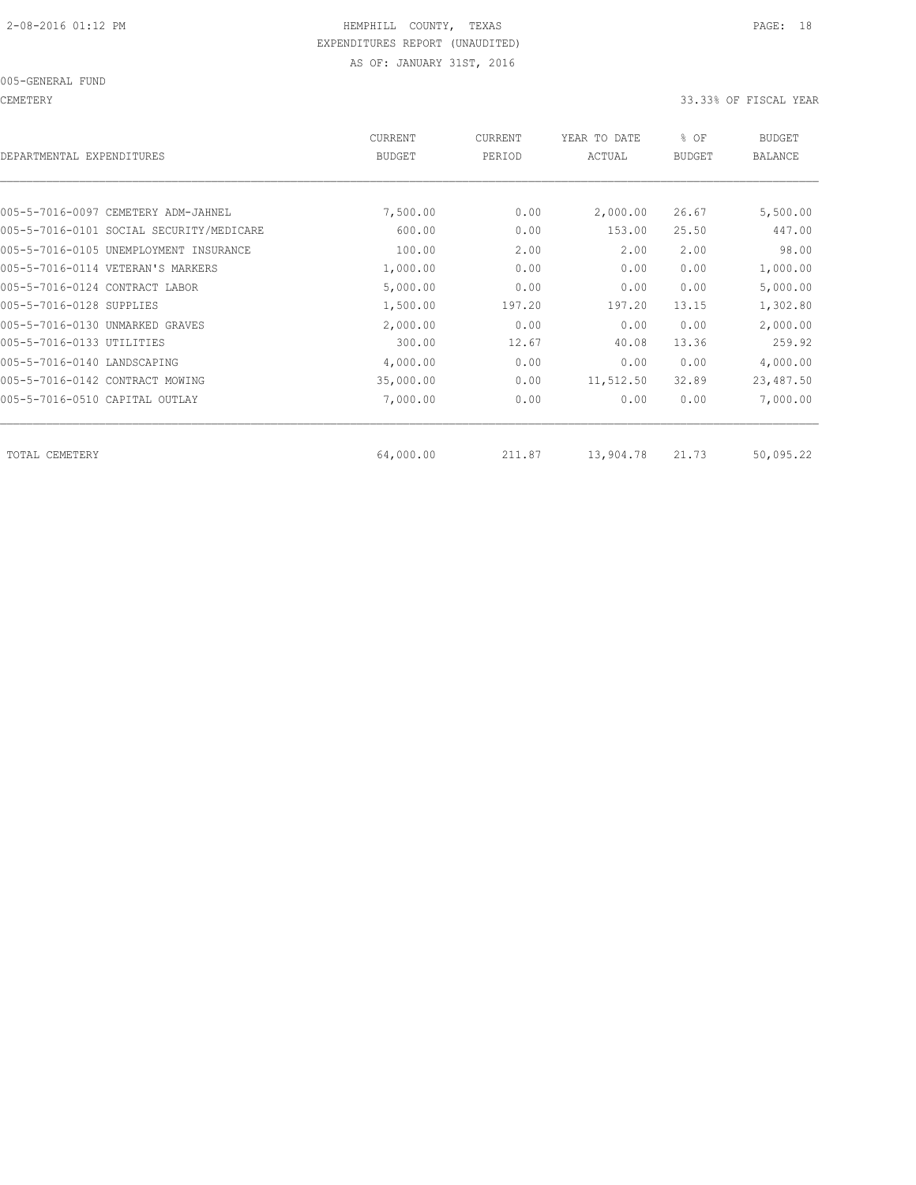2-08-2016 01:12 PM HEMPHILL COUNTY, TEXAS

EXPENDITURES REPORT (UNAUDITED)

AS OF: JANUARY 31ST, 2016

005-GENERAL FUND

CEMETERY 33.33% OF FISCAL YEAR

| DEPARTMENTAL EXPENDITURES | CURRENT BUDGET | CURRENT PERIOD | YEAR TO DATE ACTUAL | % OF BUDGET | BUDGET BALANCE |
|---|---|---|---|---|---|
| 005-5-7016-0097 CEMETERY ADM-JAHNEL | 7,500.00 | 0.00 | 2,000.00 | 26.67 | 5,500.00 |
| 005-5-7016-0101 SOCIAL SECURITY/MEDICARE | 600.00 | 0.00 | 153.00 | 25.50 | 447.00 |
| 005-5-7016-0105 UNEMPLOYMENT INSURANCE | 100.00 | 2.00 | 2.00 | 2.00 | 98.00 |
| 005-5-7016-0114 VETERAN'S MARKERS | 1,000.00 | 0.00 | 0.00 | 0.00 | 1,000.00 |
| 005-5-7016-0124 CONTRACT LABOR | 5,000.00 | 0.00 | 0.00 | 0.00 | 5,000.00 |
| 005-5-7016-0128 SUPPLIES | 1,500.00 | 197.20 | 197.20 | 13.15 | 1,302.80 |
| 005-5-7016-0130 UNMARKED GRAVES | 2,000.00 | 0.00 | 0.00 | 0.00 | 2,000.00 |
| 005-5-7016-0133 UTILITIES | 300.00 | 12.67 | 40.08 | 13.36 | 259.92 |
| 005-5-7016-0140 LANDSCAPING | 4,000.00 | 0.00 | 0.00 | 0.00 | 4,000.00 |
| 005-5-7016-0142 CONTRACT MOWING | 35,000.00 | 0.00 | 11,512.50 | 32.89 | 23,487.50 |
| 005-5-7016-0510 CAPITAL OUTLAY | 7,000.00 | 0.00 | 0.00 | 0.00 | 7,000.00 |
| TOTAL CEMETERY | 64,000.00 | 211.87 | 13,904.78 | 21.73 | 50,095.22 |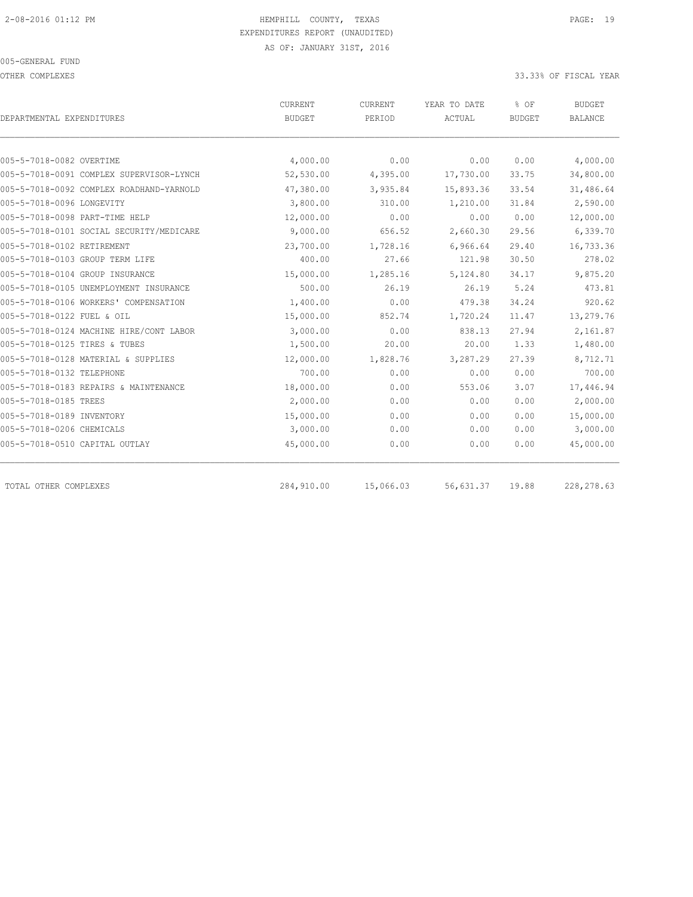HEMPHILL COUNTY, TEXAS
EXPENDITURES REPORT (UNAUDITED)
AS OF: JANUARY 31ST, 2016

005-GENERAL FUND

OTHER COMPLEXES

33.33% OF FISCAL YEAR

| DEPARTMENTAL EXPENDITURES | CURRENT BUDGET | CURRENT PERIOD | YEAR TO DATE ACTUAL | % OF BUDGET | BUDGET BALANCE |
|---|---|---|---|---|---|
| 005-5-7018-0082 OVERTIME | 4,000.00 | 0.00 | 0.00 | 0.00 | 4,000.00 |
| 005-5-7018-0091 COMPLEX SUPERVISOR-LYNCH | 52,530.00 | 4,395.00 | 17,730.00 | 33.75 | 34,800.00 |
| 005-5-7018-0092 COMPLEX ROADHAND-YARNOLD | 47,380.00 | 3,935.84 | 15,893.36 | 33.54 | 31,486.64 |
| 005-5-7018-0096 LONGEVITY | 3,800.00 | 310.00 | 1,210.00 | 31.84 | 2,590.00 |
| 005-5-7018-0098 PART-TIME HELP | 12,000.00 | 0.00 | 0.00 | 0.00 | 12,000.00 |
| 005-5-7018-0101 SOCIAL SECURITY/MEDICARE | 9,000.00 | 656.52 | 2,660.30 | 29.56 | 6,339.70 |
| 005-5-7018-0102 RETIREMENT | 23,700.00 | 1,728.16 | 6,966.64 | 29.40 | 16,733.36 |
| 005-5-7018-0103 GROUP TERM LIFE | 400.00 | 27.66 | 121.98 | 30.50 | 278.02 |
| 005-5-7018-0104 GROUP INSURANCE | 15,000.00 | 1,285.16 | 5,124.80 | 34.17 | 9,875.20 |
| 005-5-7018-0105 UNEMPLOYMENT INSURANCE | 500.00 | 26.19 | 26.19 | 5.24 | 473.81 |
| 005-5-7018-0106 WORKERS' COMPENSATION | 1,400.00 | 0.00 | 479.38 | 34.24 | 920.62 |
| 005-5-7018-0122 FUEL & OIL | 15,000.00 | 852.74 | 1,720.24 | 11.47 | 13,279.76 |
| 005-5-7018-0124 MACHINE HIRE/CONT LABOR | 3,000.00 | 0.00 | 838.13 | 27.94 | 2,161.87 |
| 005-5-7018-0125 TIRES & TUBES | 1,500.00 | 20.00 | 20.00 | 1.33 | 1,480.00 |
| 005-5-7018-0128 MATERIAL & SUPPLIES | 12,000.00 | 1,828.76 | 3,287.29 | 27.39 | 8,712.71 |
| 005-5-7018-0132 TELEPHONE | 700.00 | 0.00 | 0.00 | 0.00 | 700.00 |
| 005-5-7018-0183 REPAIRS & MAINTENANCE | 18,000.00 | 0.00 | 553.06 | 3.07 | 17,446.94 |
| 005-5-7018-0185 TREES | 2,000.00 | 0.00 | 0.00 | 0.00 | 2,000.00 |
| 005-5-7018-0189 INVENTORY | 15,000.00 | 0.00 | 0.00 | 0.00 | 15,000.00 |
| 005-5-7018-0206 CHEMICALS | 3,000.00 | 0.00 | 0.00 | 0.00 | 3,000.00 |
| 005-5-7018-0510 CAPITAL OUTLAY | 45,000.00 | 0.00 | 0.00 | 0.00 | 45,000.00 |
| TOTAL OTHER COMPLEXES | 284,910.00 | 15,066.03 | 56,631.37 | 19.88 | 228,278.63 |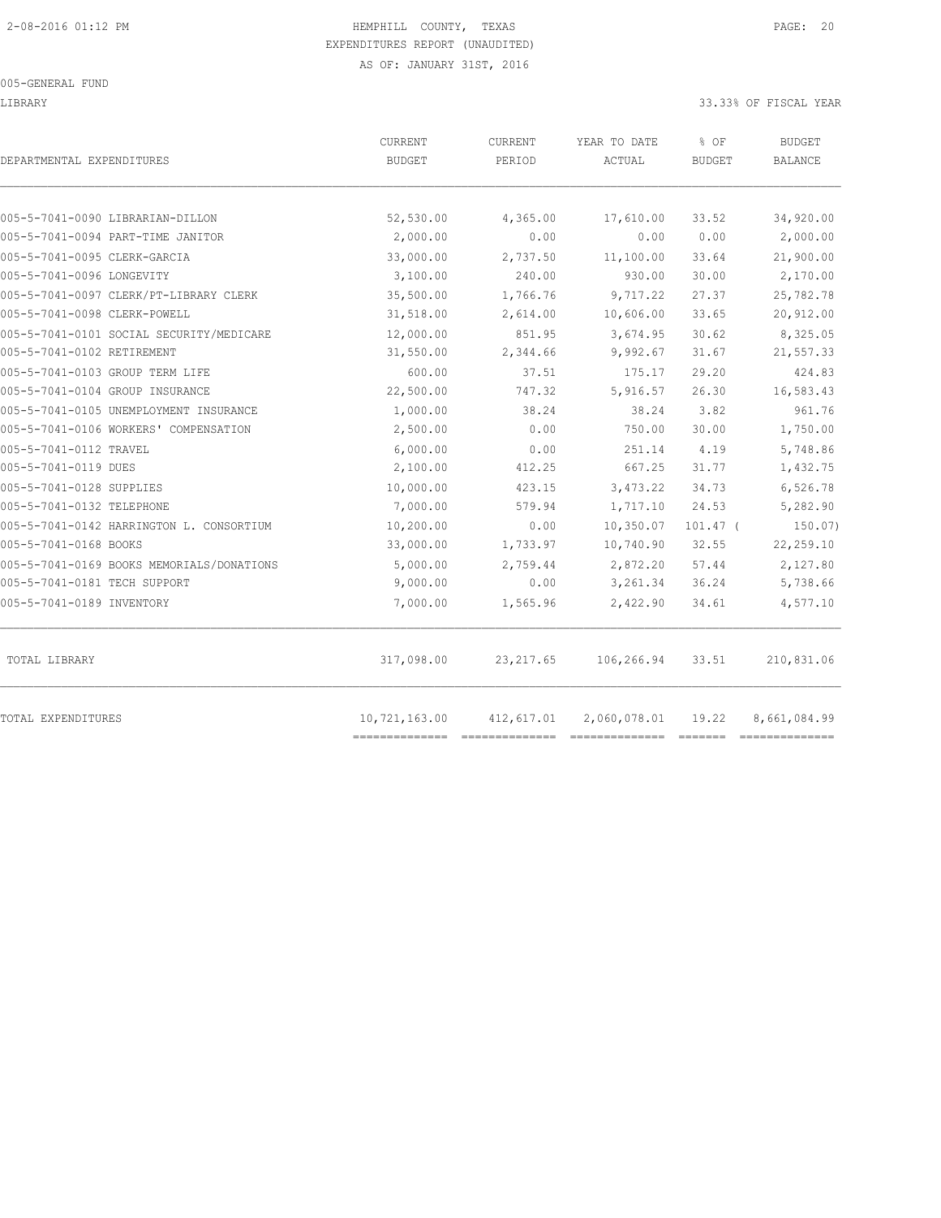HEMPHILL COUNTY, TEXAS
EXPENDITURES REPORT (UNAUDITED)
AS OF: JANUARY 31ST, 2016

005-GENERAL FUND

LIBRARY 33.33% OF FISCAL YEAR

| DEPARTMENTAL EXPENDITURES | CURRENT BUDGET | CURRENT PERIOD | YEAR TO DATE ACTUAL | % OF BUDGET | BUDGET BALANCE |
|---|---|---|---|---|---|
| 005-5-7041-0090 LIBRARIAN-DILLON | 52,530.00 | 4,365.00 | 17,610.00 | 33.52 | 34,920.00 |
| 005-5-7041-0094 PART-TIME JANITOR | 2,000.00 | 0.00 | 0.00 | 0.00 | 2,000.00 |
| 005-5-7041-0095 CLERK-GARCIA | 33,000.00 | 2,737.50 | 11,100.00 | 33.64 | 21,900.00 |
| 005-5-7041-0096 LONGEVITY | 3,100.00 | 240.00 | 930.00 | 30.00 | 2,170.00 |
| 005-5-7041-0097 CLERK/PT-LIBRARY CLERK | 35,500.00 | 1,766.76 | 9,717.22 | 27.37 | 25,782.78 |
| 005-5-7041-0098 CLERK-POWELL | 31,518.00 | 2,614.00 | 10,606.00 | 33.65 | 20,912.00 |
| 005-5-7041-0101 SOCIAL SECURITY/MEDICARE | 12,000.00 | 851.95 | 3,674.95 | 30.62 | 8,325.05 |
| 005-5-7041-0102 RETIREMENT | 31,550.00 | 2,344.66 | 9,992.67 | 31.67 | 21,557.33 |
| 005-5-7041-0103 GROUP TERM LIFE | 600.00 | 37.51 | 175.17 | 29.20 | 424.83 |
| 005-5-7041-0104 GROUP INSURANCE | 22,500.00 | 747.32 | 5,916.57 | 26.30 | 16,583.43 |
| 005-5-7041-0105 UNEMPLOYMENT INSURANCE | 1,000.00 | 38.24 | 38.24 | 3.82 | 961.76 |
| 005-5-7041-0106 WORKERS' COMPENSATION | 2,500.00 | 0.00 | 750.00 | 30.00 | 1,750.00 |
| 005-5-7041-0112 TRAVEL | 6,000.00 | 0.00 | 251.14 | 4.19 | 5,748.86 |
| 005-5-7041-0119 DUES | 2,100.00 | 412.25 | 667.25 | 31.77 | 1,432.75 |
| 005-5-7041-0128 SUPPLIES | 10,000.00 | 423.15 | 3,473.22 | 34.73 | 6,526.78 |
| 005-5-7041-0132 TELEPHONE | 7,000.00 | 579.94 | 1,717.10 | 24.53 | 5,282.90 |
| 005-5-7041-0142 HARRINGTON L. CONSORTIUM | 10,200.00 | 0.00 | 10,350.07 | 101.47 | ( 150.07) |
| 005-5-7041-0168 BOOKS | 33,000.00 | 1,733.97 | 10,740.90 | 32.55 | 22,259.10 |
| 005-5-7041-0169 BOOKS MEMORIALS/DONATIONS | 5,000.00 | 2,759.44 | 2,872.20 | 57.44 | 2,127.80 |
| 005-5-7041-0181 TECH SUPPORT | 9,000.00 | 0.00 | 3,261.34 | 36.24 | 5,738.66 |
| 005-5-7041-0189 INVENTORY | 7,000.00 | 1,565.96 | 2,422.90 | 34.61 | 4,577.10 |
| TOTAL LIBRARY | 317,098.00 | 23,217.65 | 106,266.94 | 33.51 | 210,831.06 |
| TOTAL EXPENDITURES | 10,721,163.00 | 412,617.01 | 2,060,078.01 | 19.22 | 8,661,084.99 |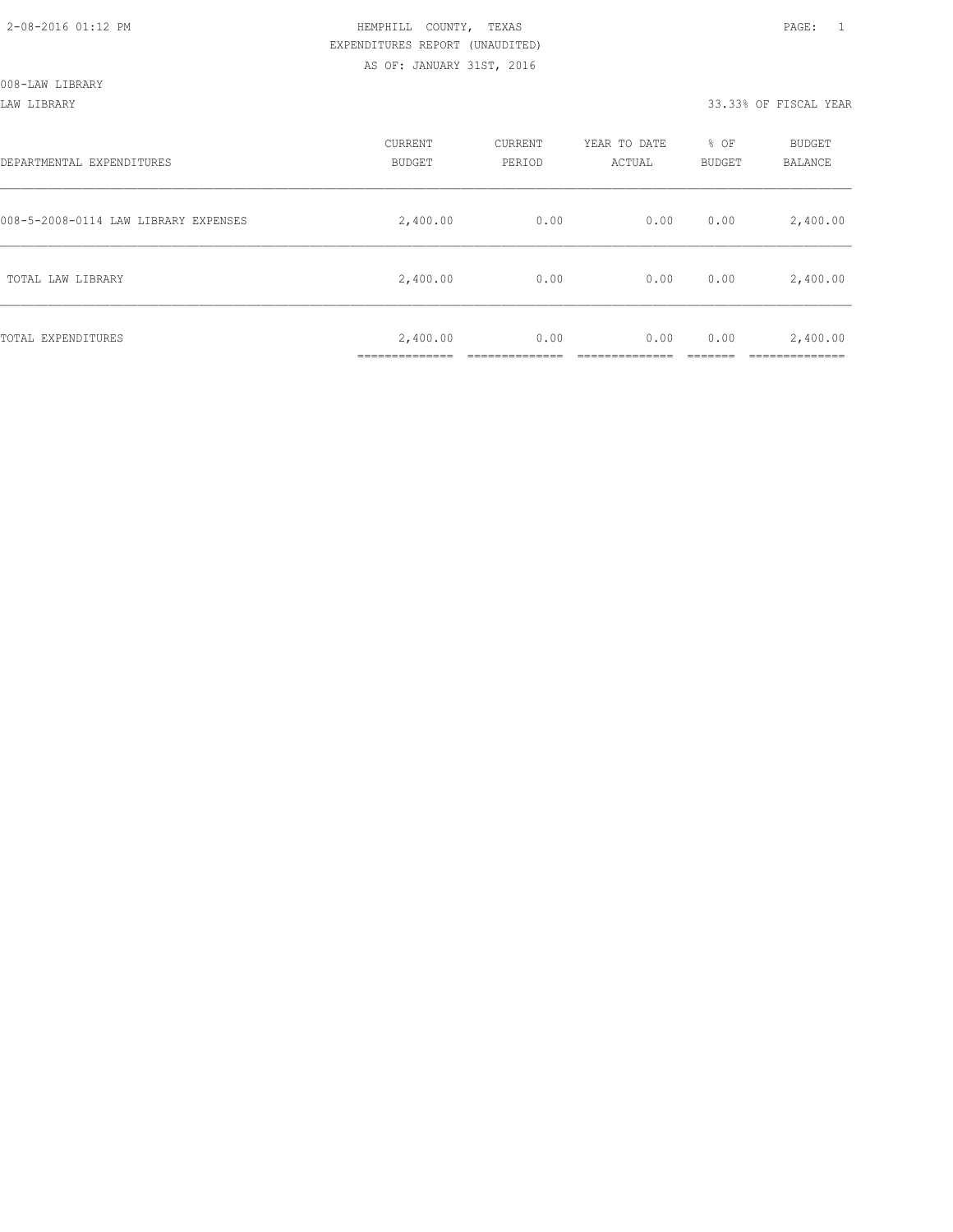2-08-2016 01:12 PM HEMPHILL COUNTY, TEXAS

EXPENDITURES REPORT (UNAUDITED)

AS OF: JANUARY 31ST, 2016

008-LAW LIBRARY

LAW LIBRARY 33.33% OF FISCAL YEAR

| DEPARTMENTAL EXPENDITURES | CURRENT BUDGET | CURRENT PERIOD | YEAR TO DATE ACTUAL | % OF BUDGET | BUDGET BALANCE |
|---|---|---|---|---|---|
| 008-5-2008-0114 LAW LIBRARY EXPENSES | 2,400.00 | 0.00 | 0.00 | 0.00 | 2,400.00 |
| TOTAL LAW LIBRARY | 2,400.00 | 0.00 | 0.00 | 0.00 | 2,400.00 |
| TOTAL EXPENDITURES | 2,400.00 | 0.00 | 0.00 | 0.00 | 2,400.00 |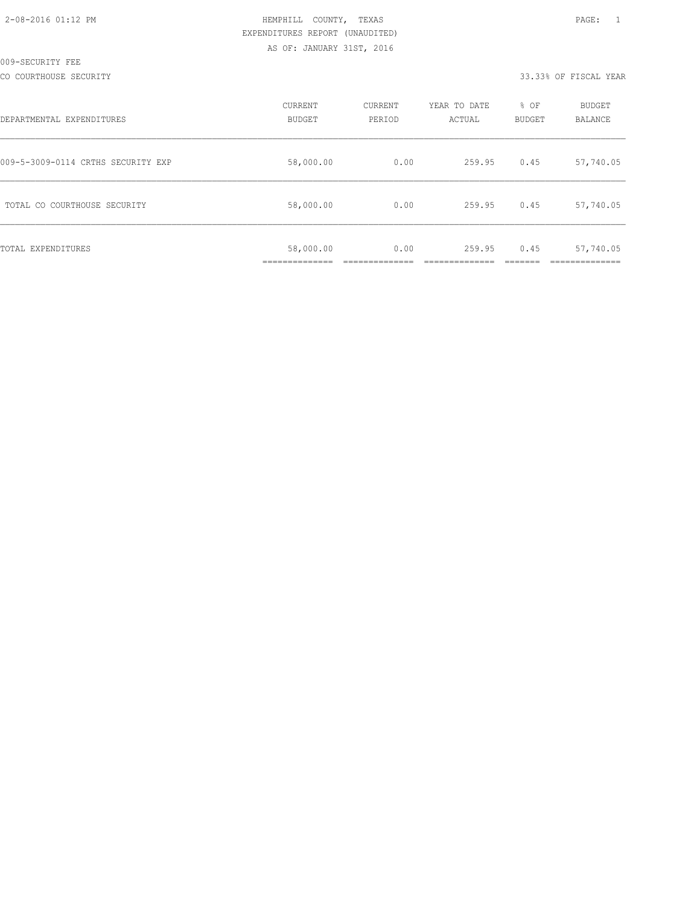HEMPHILL COUNTY, TEXAS

EXPENDITURES REPORT (UNAUDITED)

AS OF: JANUARY 31ST, 2016

2-08-2016 01:12 PM

009-SECURITY FEE

CO COURTHOUSE SECURITY

33.33% OF FISCAL YEAR

| DEPARTMENTAL EXPENDITURES | CURRENT BUDGET | CURRENT PERIOD | YEAR TO DATE ACTUAL | % OF BUDGET | BUDGET BALANCE |
|---|---|---|---|---|---|
| 009-5-3009-0114 CRTHS SECURITY EXP | 58,000.00 | 0.00 | 259.95 | 0.45 | 57,740.05 |
| TOTAL CO COURTHOUSE SECURITY | 58,000.00 | 0.00 | 259.95 | 0.45 | 57,740.05 |
| TOTAL EXPENDITURES | 58,000.00 | 0.00 | 259.95 | 0.45 | 57,740.05 |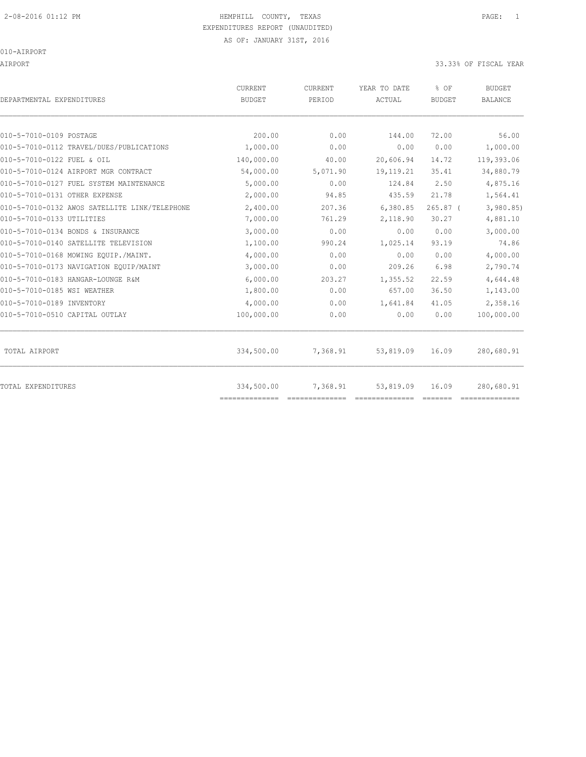HEMPHILL COUNTY, TEXAS
EXPENDITURES REPORT (UNAUDITED)
AS OF: JANUARY 31ST, 2016

010-AIRPORT

AIRPORT — 33.33% OF FISCAL YEAR

| DEPARTMENTAL EXPENDITURES | CURRENT BUDGET | CURRENT PERIOD | YEAR TO DATE ACTUAL | % OF BUDGET | BUDGET BALANCE |
|---|---|---|---|---|---|
| 010-5-7010-0109 POSTAGE | 200.00 | 0.00 | 144.00 | 72.00 | 56.00 |
| 010-5-7010-0112 TRAVEL/DUES/PUBLICATIONS | 1,000.00 | 0.00 | 0.00 | 0.00 | 1,000.00 |
| 010-5-7010-0122 FUEL & OIL | 140,000.00 | 40.00 | 20,606.94 | 14.72 | 119,393.06 |
| 010-5-7010-0124 AIRPORT MGR CONTRACT | 54,000.00 | 5,071.90 | 19,119.21 | 35.41 | 34,880.79 |
| 010-5-7010-0127 FUEL SYSTEM MAINTENANCE | 5,000.00 | 0.00 | 124.84 | 2.50 | 4,875.16 |
| 010-5-7010-0131 OTHER EXPENSE | 2,000.00 | 94.85 | 435.59 | 21.78 | 1,564.41 |
| 010-5-7010-0132 AWOS SATELLITE LINK/TELEPHONE | 2,400.00 | 207.36 | 6,380.85 | 265.87 | (3,980.85) |
| 010-5-7010-0133 UTILITIES | 7,000.00 | 761.29 | 2,118.90 | 30.27 | 4,881.10 |
| 010-5-7010-0134 BONDS & INSURANCE | 3,000.00 | 0.00 | 0.00 | 0.00 | 3,000.00 |
| 010-5-7010-0140 SATELLITE TELEVISION | 1,100.00 | 990.24 | 1,025.14 | 93.19 | 74.86 |
| 010-5-7010-0168 MOWING EQUIP./MAINT. | 4,000.00 | 0.00 | 0.00 | 0.00 | 4,000.00 |
| 010-5-7010-0173 NAVIGATION EQUIP/MAINT | 3,000.00 | 0.00 | 209.26 | 6.98 | 2,790.74 |
| 010-5-7010-0183 HANGAR-LOUNGE R&M | 6,000.00 | 203.27 | 1,355.52 | 22.59 | 4,644.48 |
| 010-5-7010-0185 WSI WEATHER | 1,800.00 | 0.00 | 657.00 | 36.50 | 1,143.00 |
| 010-5-7010-0189 INVENTORY | 4,000.00 | 0.00 | 1,641.84 | 41.05 | 2,358.16 |
| 010-5-7010-0510 CAPITAL OUTLAY | 100,000.00 | 0.00 | 0.00 | 0.00 | 100,000.00 |
| TOTAL AIRPORT | 334,500.00 | 7,368.91 | 53,819.09 | 16.09 | 280,680.91 |
| TOTAL EXPENDITURES | 334,500.00 | 7,368.91 | 53,819.09 | 16.09 | 280,680.91 |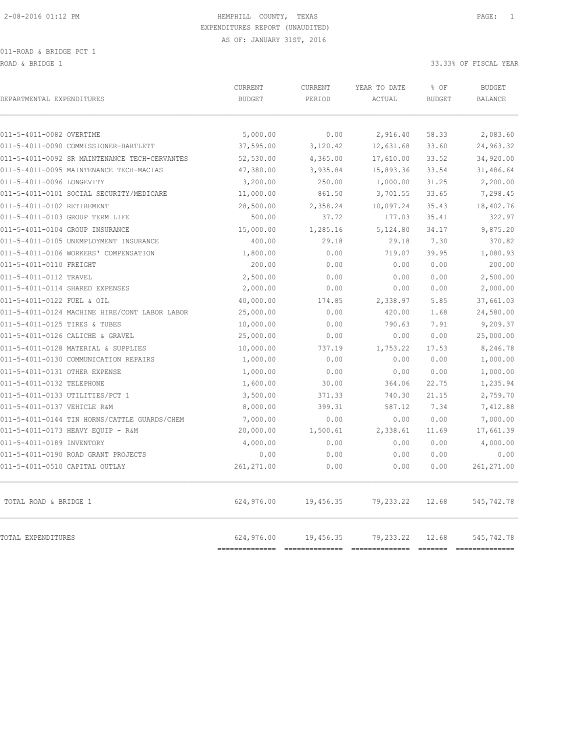2-08-2016 01:12 PM

# HEMPHILL COUNTY, TEXAS

EXPENDITURES REPORT (UNAUDITED)

AS OF: JANUARY 31ST, 2016

011-ROAD & BRIDGE PCT 1

ROAD & BRIDGE 1 — 33.33% OF FISCAL YEAR

| DEPARTMENTAL EXPENDITURES | CURRENT BUDGET | CURRENT PERIOD | YEAR TO DATE ACTUAL | % OF BUDGET | BUDGET BALANCE |
|---|---|---|---|---|---|
| 011-5-4011-0082 OVERTIME | 5,000.00 | 0.00 | 2,916.40 | 58.33 | 2,083.60 |
| 011-5-4011-0090 COMMISSIONER-BARTLETT | 37,595.00 | 3,120.42 | 12,631.68 | 33.60 | 24,963.32 |
| 011-5-4011-0092 SR MAINTENANCE TECH-CERVANTES | 52,530.00 | 4,365.00 | 17,610.00 | 33.52 | 34,920.00 |
| 011-5-4011-0095 MAINTENANCE TECH-MACIAS | 47,380.00 | 3,935.84 | 15,893.36 | 33.54 | 31,486.64 |
| 011-5-4011-0096 LONGEVITY | 3,200.00 | 250.00 | 1,000.00 | 31.25 | 2,200.00 |
| 011-5-4011-0101 SOCIAL SECURITY/MEDICARE | 11,000.00 | 861.50 | 3,701.55 | 33.65 | 7,298.45 |
| 011-5-4011-0102 RETIREMENT | 28,500.00 | 2,358.24 | 10,097.24 | 35.43 | 18,402.76 |
| 011-5-4011-0103 GROUP TERM LIFE | 500.00 | 37.72 | 177.03 | 35.41 | 322.97 |
| 011-5-4011-0104 GROUP INSURANCE | 15,000.00 | 1,285.16 | 5,124.80 | 34.17 | 9,875.20 |
| 011-5-4011-0105 UNEMPLOYMENT INSURANCE | 400.00 | 29.18 | 29.18 | 7.30 | 370.82 |
| 011-5-4011-0106 WORKERS' COMPENSATION | 1,800.00 | 0.00 | 719.07 | 39.95 | 1,080.93 |
| 011-5-4011-0110 FREIGHT | 200.00 | 0.00 | 0.00 | 0.00 | 200.00 |
| 011-5-4011-0112 TRAVEL | 2,500.00 | 0.00 | 0.00 | 0.00 | 2,500.00 |
| 011-5-4011-0114 SHARED EXPENSES | 2,000.00 | 0.00 | 0.00 | 0.00 | 2,000.00 |
| 011-5-4011-0122 FUEL & OIL | 40,000.00 | 174.85 | 2,338.97 | 5.85 | 37,661.03 |
| 011-5-4011-0124 MACHINE HIRE/CONT LABOR LABOR | 25,000.00 | 0.00 | 420.00 | 1.68 | 24,580.00 |
| 011-5-4011-0125 TIRES & TUBES | 10,000.00 | 0.00 | 790.63 | 7.91 | 9,209.37 |
| 011-5-4011-0126 CALICHE & GRAVEL | 25,000.00 | 0.00 | 0.00 | 0.00 | 25,000.00 |
| 011-5-4011-0128 MATERIAL & SUPPLIES | 10,000.00 | 737.19 | 1,753.22 | 17.53 | 8,246.78 |
| 011-5-4011-0130 COMMUNICATION REPAIRS | 1,000.00 | 0.00 | 0.00 | 0.00 | 1,000.00 |
| 011-5-4011-0131 OTHER EXPENSE | 1,000.00 | 0.00 | 0.00 | 0.00 | 1,000.00 |
| 011-5-4011-0132 TELEPHONE | 1,600.00 | 30.00 | 364.06 | 22.75 | 1,235.94 |
| 011-5-4011-0133 UTILITIES/PCT 1 | 3,500.00 | 371.33 | 740.30 | 21.15 | 2,759.70 |
| 011-5-4011-0137 VEHICLE R&M | 8,000.00 | 399.31 | 587.12 | 7.34 | 7,412.88 |
| 011-5-4011-0144 TIN HORNS/CATTLE GUARDS/CHEM | 7,000.00 | 0.00 | 0.00 | 0.00 | 7,000.00 |
| 011-5-4011-0173 HEAVY EQUIP - R&M | 20,000.00 | 1,500.61 | 2,338.61 | 11.69 | 17,661.39 |
| 011-5-4011-0189 INVENTORY | 4,000.00 | 0.00 | 0.00 | 0.00 | 4,000.00 |
| 011-5-4011-0190 ROAD GRANT PROJECTS | 0.00 | 0.00 | 0.00 | 0.00 | 0.00 |
| 011-5-4011-0510 CAPITAL OUTLAY | 261,271.00 | 0.00 | 0.00 | 0.00 | 261,271.00 |
| TOTAL ROAD & BRIDGE 1 | 624,976.00 | 19,456.35 | 79,233.22 | 12.68 | 545,742.78 |
| TOTAL EXPENDITURES | 624,976.00 | 19,456.35 | 79,233.22 | 12.68 | 545,742.78 |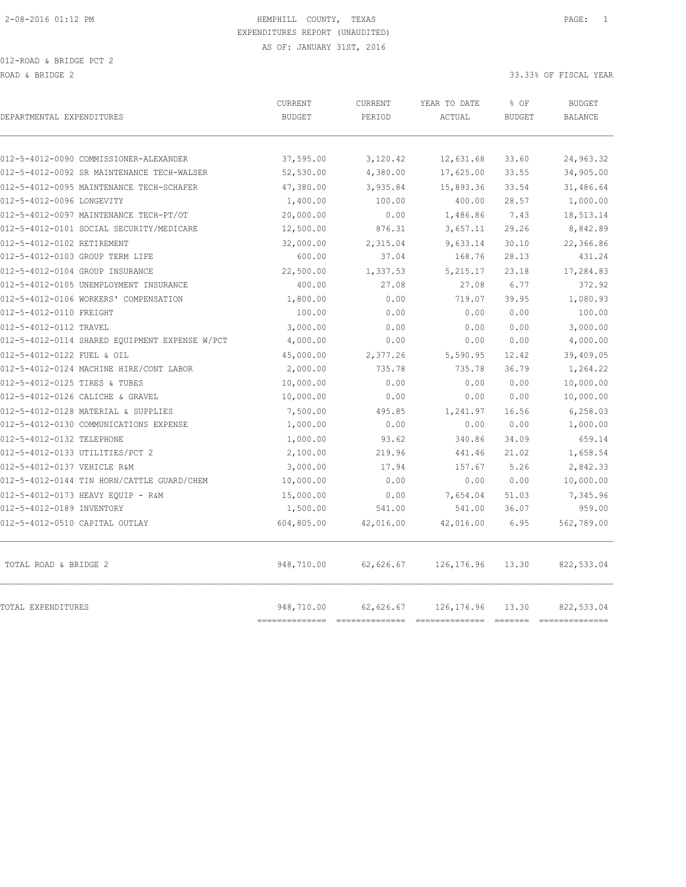HEMPHILL COUNTY, TEXAS
EXPENDITURES REPORT (UNAUDITED)
AS OF: JANUARY 31ST, 2016

012-ROAD & BRIDGE PCT 2

ROAD & BRIDGE 2 — 33.33% OF FISCAL YEAR

| DEPARTMENTAL EXPENDITURES | CURRENT BUDGET | CURRENT PERIOD | YEAR TO DATE ACTUAL | % OF BUDGET | BUDGET BALANCE |
|---|---|---|---|---|---|
| 012-5-4012-0090 COMMISSIONER-ALEXANDER | 37,595.00 | 3,120.42 | 12,631.68 | 33.60 | 24,963.32 |
| 012-5-4012-0092 SR MAINTENANCE TECH-WALSER | 52,530.00 | 4,380.00 | 17,625.00 | 33.55 | 34,905.00 |
| 012-5-4012-0095 MAINTENANCE TECH-SCHAFER | 47,380.00 | 3,935.84 | 15,893.36 | 33.54 | 31,486.64 |
| 012-5-4012-0096 LONGEVITY | 1,400.00 | 100.00 | 400.00 | 28.57 | 1,000.00 |
| 012-5-4012-0097 MAINTENANCE TECH-PT/OT | 20,000.00 | 0.00 | 1,486.86 | 7.43 | 18,513.14 |
| 012-5-4012-0101 SOCIAL SECURITY/MEDICARE | 12,500.00 | 876.31 | 3,657.11 | 29.26 | 8,842.89 |
| 012-5-4012-0102 RETIREMENT | 32,000.00 | 2,315.04 | 9,633.14 | 30.10 | 22,366.86 |
| 012-5-4012-0103 GROUP TERM LIFE | 600.00 | 37.04 | 168.76 | 28.13 | 431.24 |
| 012-5-4012-0104 GROUP INSURANCE | 22,500.00 | 1,337.53 | 5,215.17 | 23.18 | 17,284.83 |
| 012-5-4012-0105 UNEMPLOYMENT INSURANCE | 400.00 | 27.08 | 27.08 | 6.77 | 372.92 |
| 012-5-4012-0106 WORKERS' COMPENSATION | 1,800.00 | 0.00 | 719.07 | 39.95 | 1,080.93 |
| 012-5-4012-0110 FREIGHT | 100.00 | 0.00 | 0.00 | 0.00 | 100.00 |
| 012-5-4012-0112 TRAVEL | 3,000.00 | 0.00 | 0.00 | 0.00 | 3,000.00 |
| 012-5-4012-0114 SHARED EQUIPMENT EXPENSE W/PCT | 4,000.00 | 0.00 | 0.00 | 0.00 | 4,000.00 |
| 012-5-4012-0122 FUEL & OIL | 45,000.00 | 2,377.26 | 5,590.95 | 12.42 | 39,409.05 |
| 012-5-4012-0124 MACHINE HIRE/CONT LABOR | 2,000.00 | 735.78 | 735.78 | 36.79 | 1,264.22 |
| 012-5-4012-0125 TIRES & TUBES | 10,000.00 | 0.00 | 0.00 | 0.00 | 10,000.00 |
| 012-5-4012-0126 CALICHE & GRAVEL | 10,000.00 | 0.00 | 0.00 | 0.00 | 10,000.00 |
| 012-5-4012-0128 MATERIAL & SUPPLIES | 7,500.00 | 495.85 | 1,241.97 | 16.56 | 6,258.03 |
| 012-5-4012-0130 COMMUNICATIONS EXPENSE | 1,000.00 | 0.00 | 0.00 | 0.00 | 1,000.00 |
| 012-5-4012-0132 TELEPHONE | 1,000.00 | 93.62 | 340.86 | 34.09 | 659.14 |
| 012-5-4012-0133 UTILITIES/PCT 2 | 2,100.00 | 219.96 | 441.46 | 21.02 | 1,658.54 |
| 012-5-4012-0137 VEHICLE R&M | 3,000.00 | 17.94 | 157.67 | 5.26 | 2,842.33 |
| 012-5-4012-0144 TIN HORN/CATTLE GUARD/CHEM | 10,000.00 | 0.00 | 0.00 | 0.00 | 10,000.00 |
| 012-5-4012-0173 HEAVY EQUIP - R&M | 15,000.00 | 0.00 | 7,654.04 | 51.03 | 7,345.96 |
| 012-5-4012-0189 INVENTORY | 1,500.00 | 541.00 | 541.00 | 36.07 | 959.00 |
| 012-5-4012-0510 CAPITAL OUTLAY | 604,805.00 | 42,016.00 | 42,016.00 | 6.95 | 562,789.00 |
| TOTAL ROAD & BRIDGE 2 | 948,710.00 | 62,626.67 | 126,176.96 | 13.30 | 822,533.04 |
| TOTAL EXPENDITURES | 948,710.00 | 62,626.67 | 126,176.96 | 13.30 | 822,533.04 |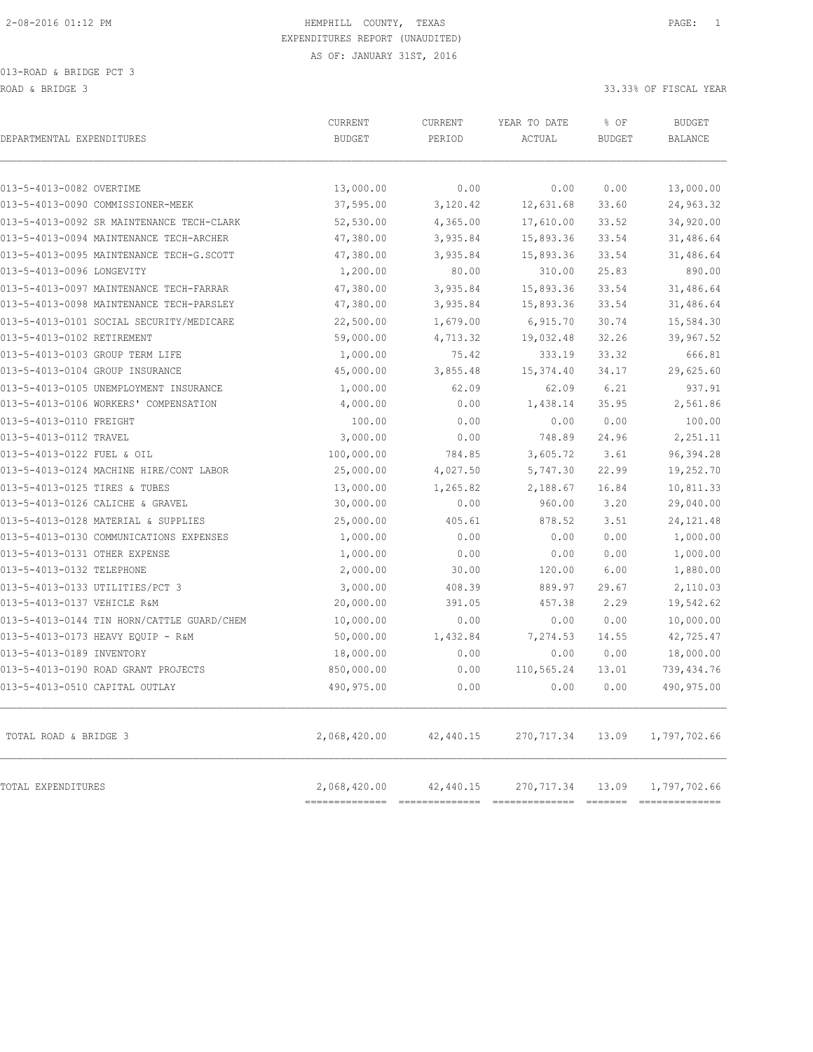2-08-2016 01:12 PM

HEMPHILL COUNTY, TEXAS

EXPENDITURES REPORT (UNAUDITED)

AS OF: JANUARY 31ST, 2016

013-ROAD & BRIDGE PCT 3

ROAD & BRIDGE 3

33.33% OF FISCAL YEAR

| DEPARTMENTAL EXPENDITURES | CURRENT BUDGET | CURRENT PERIOD | YEAR TO DATE ACTUAL | % OF BUDGET | BUDGET BALANCE |
|---|---|---|---|---|---|
| 013-5-4013-0082 OVERTIME | 13,000.00 | 0.00 | 0.00 | 0.00 | 13,000.00 |
| 013-5-4013-0090 COMMISSIONER-MEEK | 37,595.00 | 3,120.42 | 12,631.68 | 33.60 | 24,963.32 |
| 013-5-4013-0092 SR MAINTENANCE TECH-CLARK | 52,530.00 | 4,365.00 | 17,610.00 | 33.52 | 34,920.00 |
| 013-5-4013-0094 MAINTENANCE TECH-ARCHER | 47,380.00 | 3,935.84 | 15,893.36 | 33.54 | 31,486.64 |
| 013-5-4013-0095 MAINTENANCE TECH-G.SCOTT | 47,380.00 | 3,935.84 | 15,893.36 | 33.54 | 31,486.64 |
| 013-5-4013-0096 LONGEVITY | 1,200.00 | 80.00 | 310.00 | 25.83 | 890.00 |
| 013-5-4013-0097 MAINTENANCE TECH-FARRAR | 47,380.00 | 3,935.84 | 15,893.36 | 33.54 | 31,486.64 |
| 013-5-4013-0098 MAINTENANCE TECH-PARSLEY | 47,380.00 | 3,935.84 | 15,893.36 | 33.54 | 31,486.64 |
| 013-5-4013-0101 SOCIAL SECURITY/MEDICARE | 22,500.00 | 1,679.00 | 6,915.70 | 30.74 | 15,584.30 |
| 013-5-4013-0102 RETIREMENT | 59,000.00 | 4,713.32 | 19,032.48 | 32.26 | 39,967.52 |
| 013-5-4013-0103 GROUP TERM LIFE | 1,000.00 | 75.42 | 333.19 | 33.32 | 666.81 |
| 013-5-4013-0104 GROUP INSURANCE | 45,000.00 | 3,855.48 | 15,374.40 | 34.17 | 29,625.60 |
| 013-5-4013-0105 UNEMPLOYMENT INSURANCE | 1,000.00 | 62.09 | 62.09 | 6.21 | 937.91 |
| 013-5-4013-0106 WORKERS' COMPENSATION | 4,000.00 | 0.00 | 1,438.14 | 35.95 | 2,561.86 |
| 013-5-4013-0110 FREIGHT | 100.00 | 0.00 | 0.00 | 0.00 | 100.00 |
| 013-5-4013-0112 TRAVEL | 3,000.00 | 0.00 | 748.89 | 24.96 | 2,251.11 |
| 013-5-4013-0122 FUEL & OIL | 100,000.00 | 784.85 | 3,605.72 | 3.61 | 96,394.28 |
| 013-5-4013-0124 MACHINE HIRE/CONT LABOR | 25,000.00 | 4,027.50 | 5,747.30 | 22.99 | 19,252.70 |
| 013-5-4013-0125 TIRES & TUBES | 13,000.00 | 1,265.82 | 2,188.67 | 16.84 | 10,811.33 |
| 013-5-4013-0126 CALICHE & GRAVEL | 30,000.00 | 0.00 | 960.00 | 3.20 | 29,040.00 |
| 013-5-4013-0128 MATERIAL & SUPPLIES | 25,000.00 | 405.61 | 878.52 | 3.51 | 24,121.48 |
| 013-5-4013-0130 COMMUNICATIONS EXPENSES | 1,000.00 | 0.00 | 0.00 | 0.00 | 1,000.00 |
| 013-5-4013-0131 OTHER EXPENSE | 1,000.00 | 0.00 | 0.00 | 0.00 | 1,000.00 |
| 013-5-4013-0132 TELEPHONE | 2,000.00 | 30.00 | 120.00 | 6.00 | 1,880.00 |
| 013-5-4013-0133 UTILITIES/PCT 3 | 3,000.00 | 408.39 | 889.97 | 29.67 | 2,110.03 |
| 013-5-4013-0137 VEHICLE R&M | 20,000.00 | 391.05 | 457.38 | 2.29 | 19,542.62 |
| 013-5-4013-0144 TIN HORN/CATTLE GUARD/CHEM | 10,000.00 | 0.00 | 0.00 | 0.00 | 10,000.00 |
| 013-5-4013-0173 HEAVY EQUIP - R&M | 50,000.00 | 1,432.84 | 7,274.53 | 14.55 | 42,725.47 |
| 013-5-4013-0189 INVENTORY | 18,000.00 | 0.00 | 0.00 | 0.00 | 18,000.00 |
| 013-5-4013-0190 ROAD GRANT PROJECTS | 850,000.00 | 0.00 | 110,565.24 | 13.01 | 739,434.76 |
| 013-5-4013-0510 CAPITAL OUTLAY | 490,975.00 | 0.00 | 0.00 | 0.00 | 490,975.00 |
| TOTAL ROAD & BRIDGE 3 | 2,068,420.00 | 42,440.15 | 270,717.34 | 13.09 | 1,797,702.66 |
| TOTAL EXPENDITURES | 2,068,420.00 | 42,440.15 | 270,717.34 | 13.09 | 1,797,702.66 |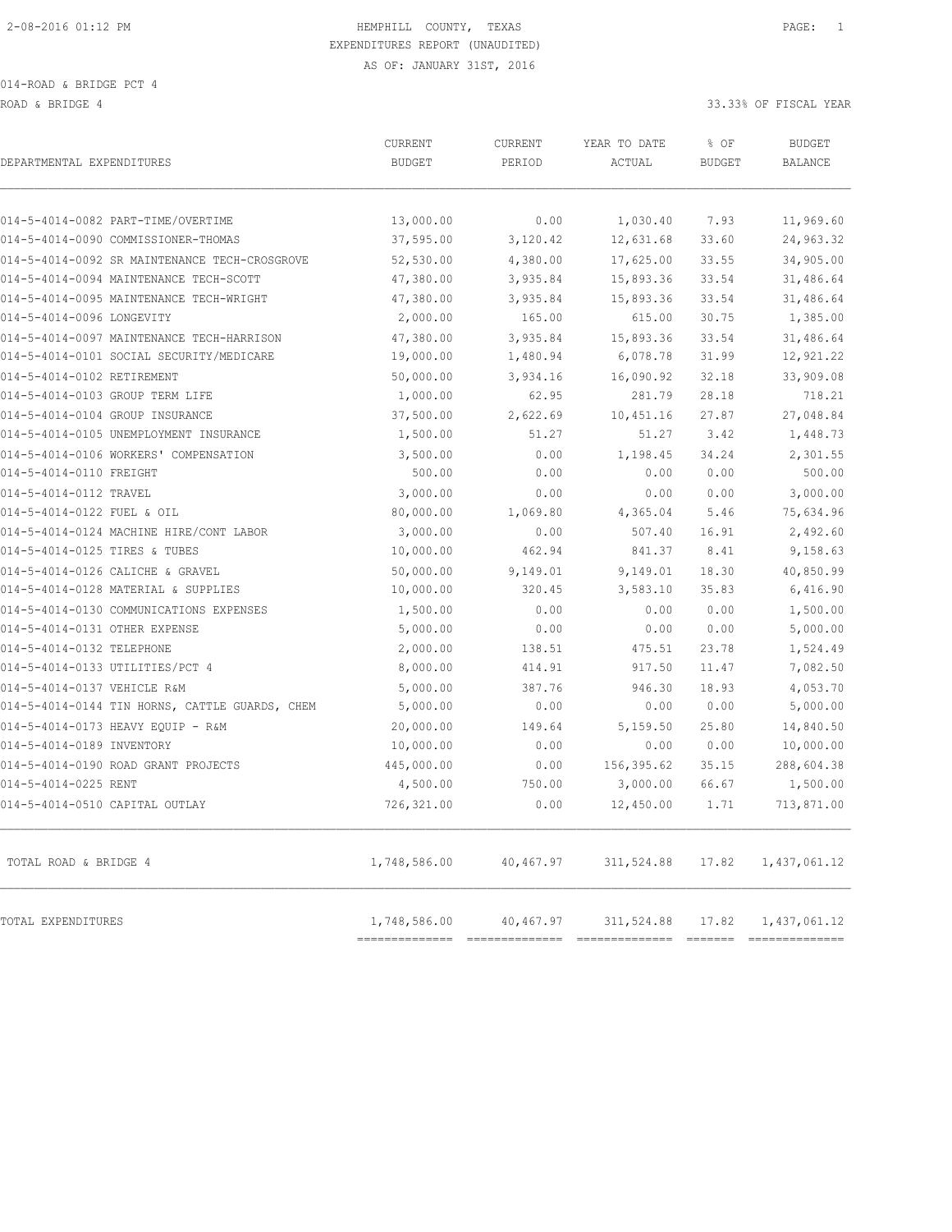HEMPHILL COUNTY, TEXAS
EXPENDITURES REPORT (UNAUDITED)
AS OF: JANUARY 31ST, 2016

014-ROAD & BRIDGE PCT 4

ROAD & BRIDGE 4 — 33.33% OF FISCAL YEAR

| DEPARTMENTAL EXPENDITURES | CURRENT BUDGET | CURRENT PERIOD | YEAR TO DATE ACTUAL | % OF BUDGET | BUDGET BALANCE |
|---|---|---|---|---|---|
| 014-5-4014-0082 PART-TIME/OVERTIME | 13,000.00 | 0.00 | 1,030.40 | 7.93 | 11,969.60 |
| 014-5-4014-0090 COMMISSIONER-THOMAS | 37,595.00 | 3,120.42 | 12,631.68 | 33.60 | 24,963.32 |
| 014-5-4014-0092 SR MAINTENANCE TECH-CROSGROVE | 52,530.00 | 4,380.00 | 17,625.00 | 33.55 | 34,905.00 |
| 014-5-4014-0094 MAINTENANCE TECH-SCOTT | 47,380.00 | 3,935.84 | 15,893.36 | 33.54 | 31,486.64 |
| 014-5-4014-0095 MAINTENANCE TECH-WRIGHT | 47,380.00 | 3,935.84 | 15,893.36 | 33.54 | 31,486.64 |
| 014-5-4014-0096 LONGEVITY | 2,000.00 | 165.00 | 615.00 | 30.75 | 1,385.00 |
| 014-5-4014-0097 MAINTENANCE TECH-HARRISON | 47,380.00 | 3,935.84 | 15,893.36 | 33.54 | 31,486.64 |
| 014-5-4014-0101 SOCIAL SECURITY/MEDICARE | 19,000.00 | 1,480.94 | 6,078.78 | 31.99 | 12,921.22 |
| 014-5-4014-0102 RETIREMENT | 50,000.00 | 3,934.16 | 16,090.92 | 32.18 | 33,909.08 |
| 014-5-4014-0103 GROUP TERM LIFE | 1,000.00 | 62.95 | 281.79 | 28.18 | 718.21 |
| 014-5-4014-0104 GROUP INSURANCE | 37,500.00 | 2,622.69 | 10,451.16 | 27.87 | 27,048.84 |
| 014-5-4014-0105 UNEMPLOYMENT INSURANCE | 1,500.00 | 51.27 | 51.27 | 3.42 | 1,448.73 |
| 014-5-4014-0106 WORKERS' COMPENSATION | 3,500.00 | 0.00 | 1,198.45 | 34.24 | 2,301.55 |
| 014-5-4014-0110 FREIGHT | 500.00 | 0.00 | 0.00 | 0.00 | 500.00 |
| 014-5-4014-0112 TRAVEL | 3,000.00 | 0.00 | 0.00 | 0.00 | 3,000.00 |
| 014-5-4014-0122 FUEL & OIL | 80,000.00 | 1,069.80 | 4,365.04 | 5.46 | 75,634.96 |
| 014-5-4014-0124 MACHINE HIRE/CONT LABOR | 3,000.00 | 0.00 | 507.40 | 16.91 | 2,492.60 |
| 014-5-4014-0125 TIRES & TUBES | 10,000.00 | 462.94 | 841.37 | 8.41 | 9,158.63 |
| 014-5-4014-0126 CALICHE & GRAVEL | 50,000.00 | 9,149.01 | 9,149.01 | 18.30 | 40,850.99 |
| 014-5-4014-0128 MATERIAL & SUPPLIES | 10,000.00 | 320.45 | 3,583.10 | 35.83 | 6,416.90 |
| 014-5-4014-0130 COMMUNICATIONS EXPENSES | 1,500.00 | 0.00 | 0.00 | 0.00 | 1,500.00 |
| 014-5-4014-0131 OTHER EXPENSE | 5,000.00 | 0.00 | 0.00 | 0.00 | 5,000.00 |
| 014-5-4014-0132 TELEPHONE | 2,000.00 | 138.51 | 475.51 | 23.78 | 1,524.49 |
| 014-5-4014-0133 UTILITIES/PCT 4 | 8,000.00 | 414.91 | 917.50 | 11.47 | 7,082.50 |
| 014-5-4014-0137 VEHICLE R&M | 5,000.00 | 387.76 | 946.30 | 18.93 | 4,053.70 |
| 014-5-4014-0144 TIN HORNS, CATTLE GUARDS, CHEM | 5,000.00 | 0.00 | 0.00 | 0.00 | 5,000.00 |
| 014-5-4014-0173 HEAVY EQUIP - R&M | 20,000.00 | 149.64 | 5,159.50 | 25.80 | 14,840.50 |
| 014-5-4014-0189 INVENTORY | 10,000.00 | 0.00 | 0.00 | 0.00 | 10,000.00 |
| 014-5-4014-0190 ROAD GRANT PROJECTS | 445,000.00 | 0.00 | 156,395.62 | 35.15 | 288,604.38 |
| 014-5-4014-0225 RENT | 4,500.00 | 750.00 | 3,000.00 | 66.67 | 1,500.00 |
| 014-5-4014-0510 CAPITAL OUTLAY | 726,321.00 | 0.00 | 12,450.00 | 1.71 | 713,871.00 |
| TOTAL ROAD & BRIDGE 4 | 1,748,586.00 | 40,467.97 | 311,524.88 | 17.82 | 1,437,061.12 |
| TOTAL EXPENDITURES | 1,748,586.00 | 40,467.97 | 311,524.88 | 17.82 | 1,437,061.12 |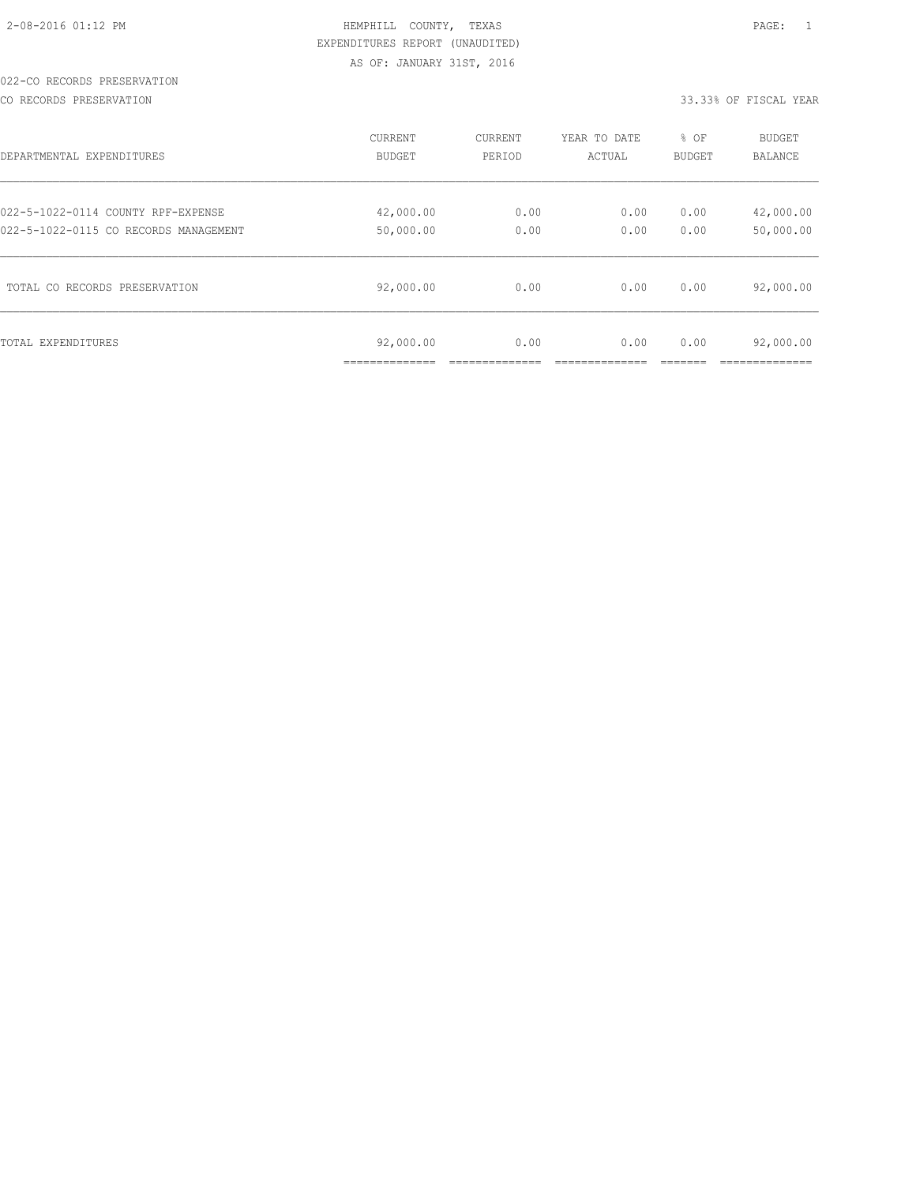2-08-2016 01:12 PM

HEMPHILL COUNTY, TEXAS

EXPENDITURES REPORT (UNAUDITED)

AS OF: JANUARY 31ST, 2016

022-CO RECORDS PRESERVATION

CO RECORDS PRESERVATION — 33.33% OF FISCAL YEAR

| DEPARTMENTAL EXPENDITURES | CURRENT BUDGET | CURRENT PERIOD | YEAR TO DATE ACTUAL | % OF BUDGET | BUDGET BALANCE |
|---|---|---|---|---|---|
| 022-5-1022-0114 COUNTY RPF-EXPENSE | 42,000.00 | 0.00 | 0.00 | 0.00 | 42,000.00 |
| 022-5-1022-0115 CO RECORDS MANAGEMENT | 50,000.00 | 0.00 | 0.00 | 0.00 | 50,000.00 |
| TOTAL CO RECORDS PRESERVATION | 92,000.00 | 0.00 | 0.00 | 0.00 | 92,000.00 |
| TOTAL EXPENDITURES | 92,000.00 | 0.00 | 0.00 | 0.00 | 92,000.00 |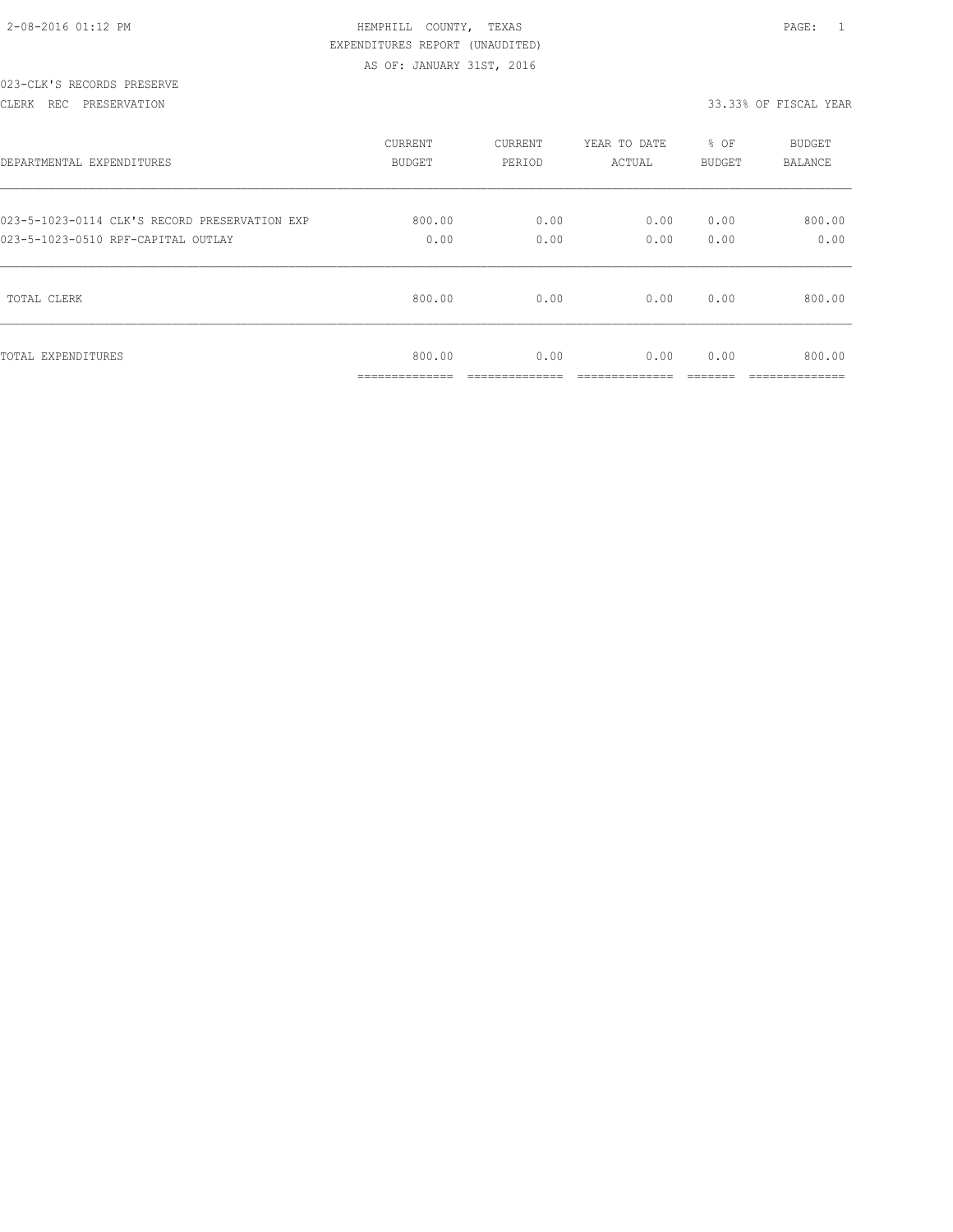2-08-2016 01:12 PM HEMPHILL COUNTY, TEXAS PAGE: 1

EXPENDITURES REPORT (UNAUDITED)

AS OF: JANUARY 31ST, 2016

023-CLK'S RECORDS PRESERVE

CLERK REC PRESERVATION 33.33% OF FISCAL YEAR

| DEPARTMENTAL EXPENDITURES | CURRENT BUDGET | CURRENT PERIOD | YEAR TO DATE ACTUAL | % OF BUDGET | BUDGET BALANCE |
|---|---|---|---|---|---|
| 023-5-1023-0114 CLK'S RECORD PRESERVATION EXP | 800.00 | 0.00 | 0.00 | 0.00 | 800.00 |
| 023-5-1023-0510 RPF-CAPITAL OUTLAY | 0.00 | 0.00 | 0.00 | 0.00 | 0.00 |
| TOTAL CLERK | 800.00 | 0.00 | 0.00 | 0.00 | 800.00 |
| TOTAL EXPENDITURES | 800.00 | 0.00 | 0.00 | 0.00 | 800.00 |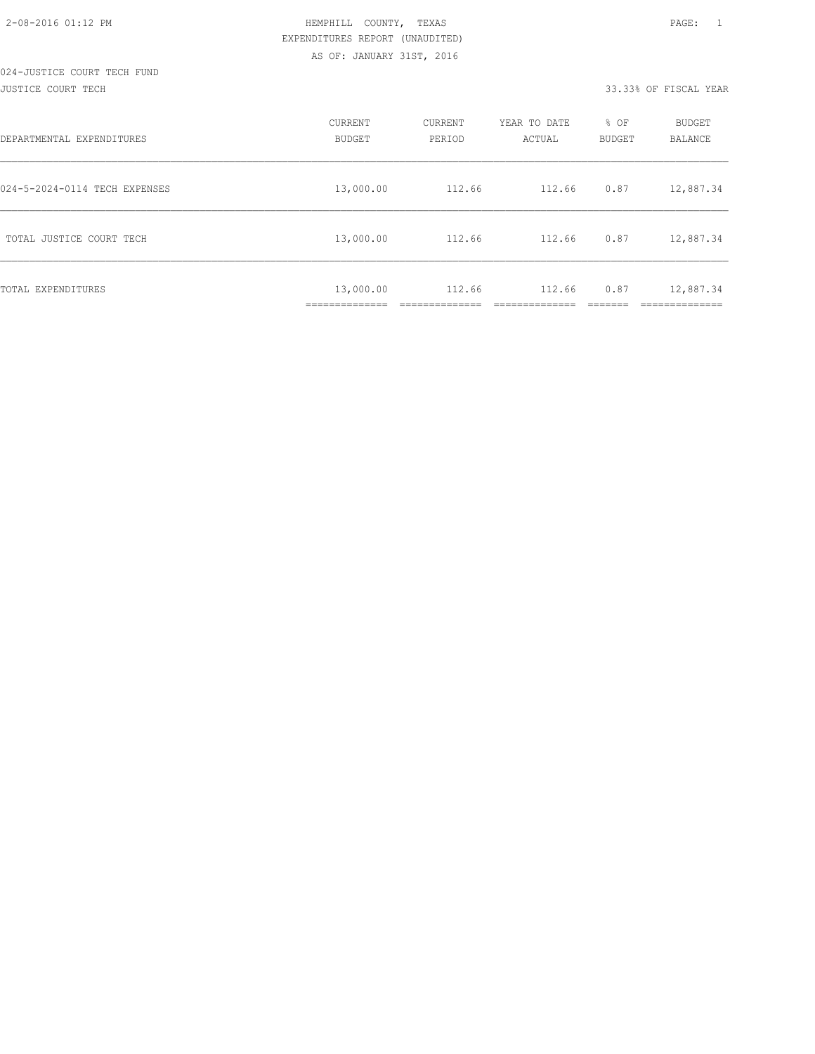HEMPHILL COUNTY, TEXAS
EXPENDITURES REPORT (UNAUDITED)
AS OF: JANUARY 31ST, 2016

024-JUSTICE COURT TECH FUND
JUSTICE COURT TECH — 33.33% OF FISCAL YEAR

| DEPARTMENTAL EXPENDITURES | CURRENT BUDGET | CURRENT PERIOD | YEAR TO DATE ACTUAL | % OF BUDGET | BUDGET BALANCE |
|---|---|---|---|---|---|
| 024-5-2024-0114 TECH EXPENSES | 13,000.00 | 112.66 | 112.66 | 0.87 | 12,887.34 |
| TOTAL JUSTICE COURT TECH | 13,000.00 | 112.66 | 112.66 | 0.87 | 12,887.34 |
| TOTAL EXPENDITURES | 13,000.00 | 112.66 | 112.66 | 0.87 | 12,887.34 |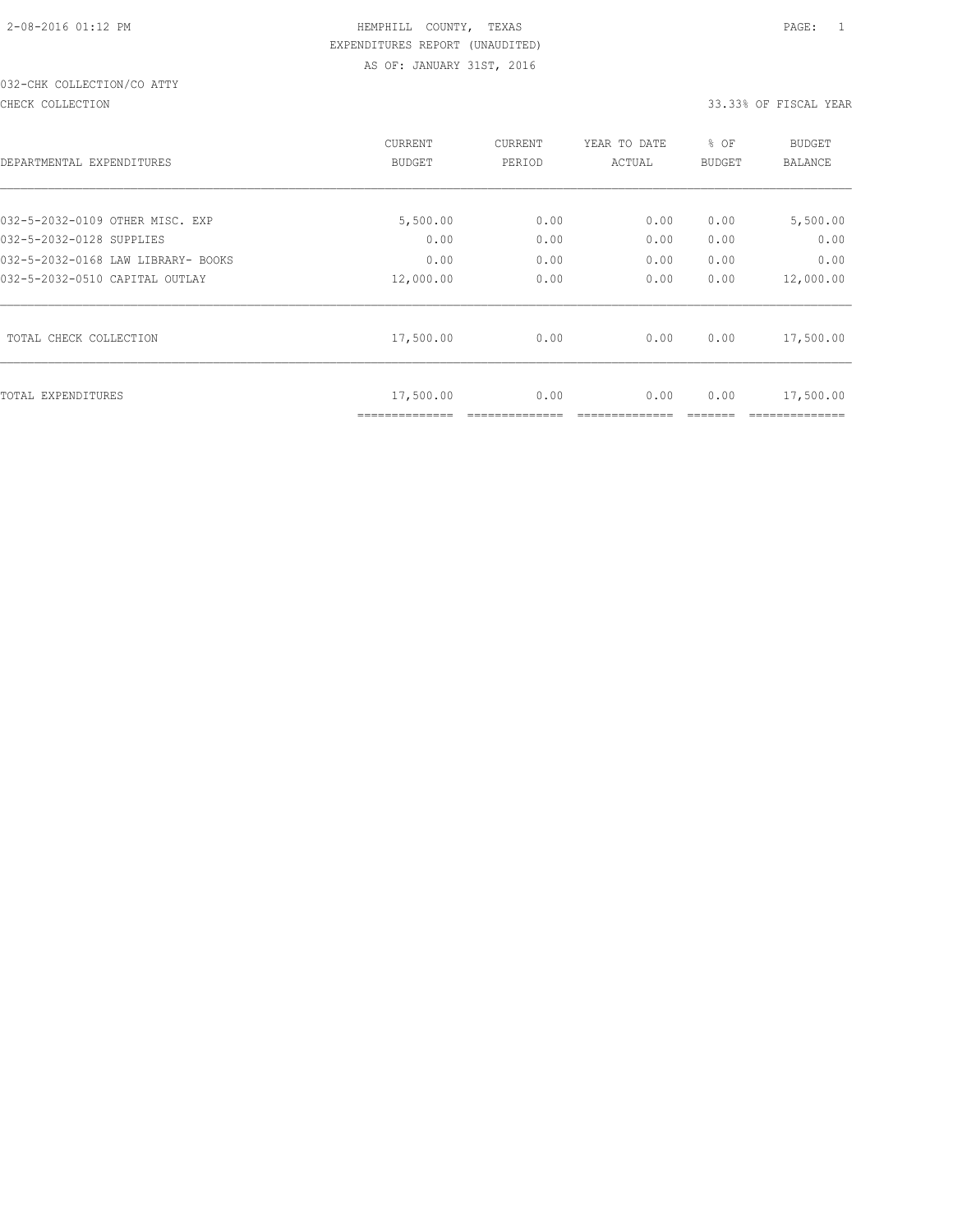HEMPHILL COUNTY, TEXAS

EXPENDITURES REPORT (UNAUDITED)

AS OF: JANUARY 31ST, 2016

032-CHK COLLECTION/CO ATTY

CHECK COLLECTION

33.33% OF FISCAL YEAR

| DEPARTMENTAL EXPENDITURES | CURRENT BUDGET | CURRENT PERIOD | YEAR TO DATE ACTUAL | % OF BUDGET | BUDGET BALANCE |
|---|---|---|---|---|---|
| 032-5-2032-0109 OTHER MISC. EXP | 5,500.00 | 0.00 | 0.00 | 0.00 | 5,500.00 |
| 032-5-2032-0128 SUPPLIES | 0.00 | 0.00 | 0.00 | 0.00 | 0.00 |
| 032-5-2032-0168 LAW LIBRARY- BOOKS | 0.00 | 0.00 | 0.00 | 0.00 | 0.00 |
| 032-5-2032-0510 CAPITAL OUTLAY | 12,000.00 | 0.00 | 0.00 | 0.00 | 12,000.00 |
| TOTAL CHECK COLLECTION | 17,500.00 | 0.00 | 0.00 | 0.00 | 17,500.00 |
| TOTAL EXPENDITURES | 17,500.00 | 0.00 | 0.00 | 0.00 | 17,500.00 |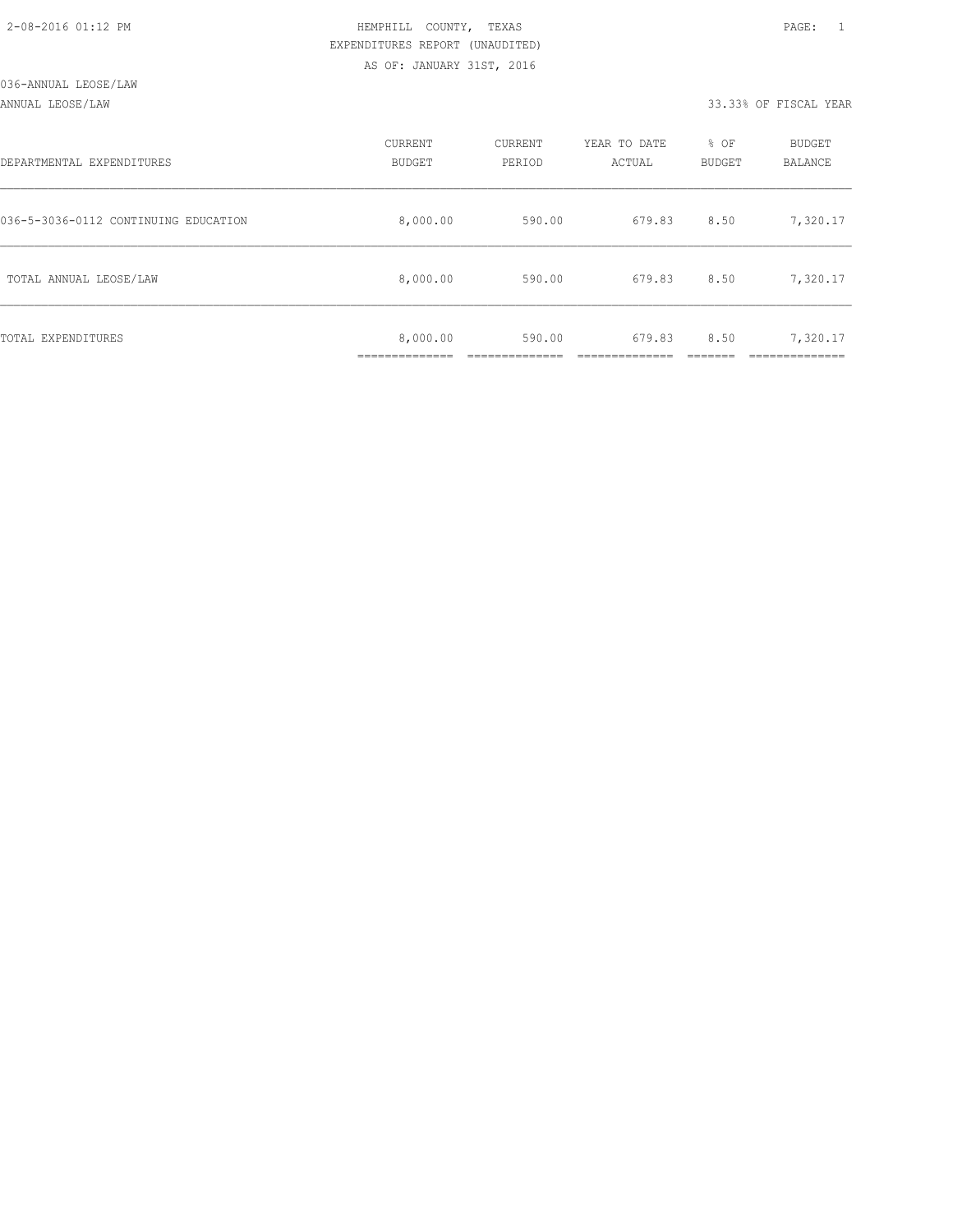2-08-2016 01:12 PM

HEMPHILL COUNTY, TEXAS
EXPENDITURES REPORT (UNAUDITED)
AS OF: JANUARY 31ST, 2016

036-ANNUAL LEOSE/LAW
ANNUAL LEOSE/LAW

33.33% OF FISCAL YEAR

| DEPARTMENTAL EXPENDITURES | CURRENT BUDGET | CURRENT PERIOD | YEAR TO DATE ACTUAL | % OF BUDGET | BUDGET BALANCE |
|---|---|---|---|---|---|
| 036-5-3036-0112 CONTINUING EDUCATION | 8,000.00 | 590.00 | 679.83 | 8.50 | 7,320.17 |
| TOTAL ANNUAL LEOSE/LAW | 8,000.00 | 590.00 | 679.83 | 8.50 | 7,320.17 |
| TOTAL EXPENDITURES | 8,000.00 | 590.00 | 679.83 | 8.50 | 7,320.17 |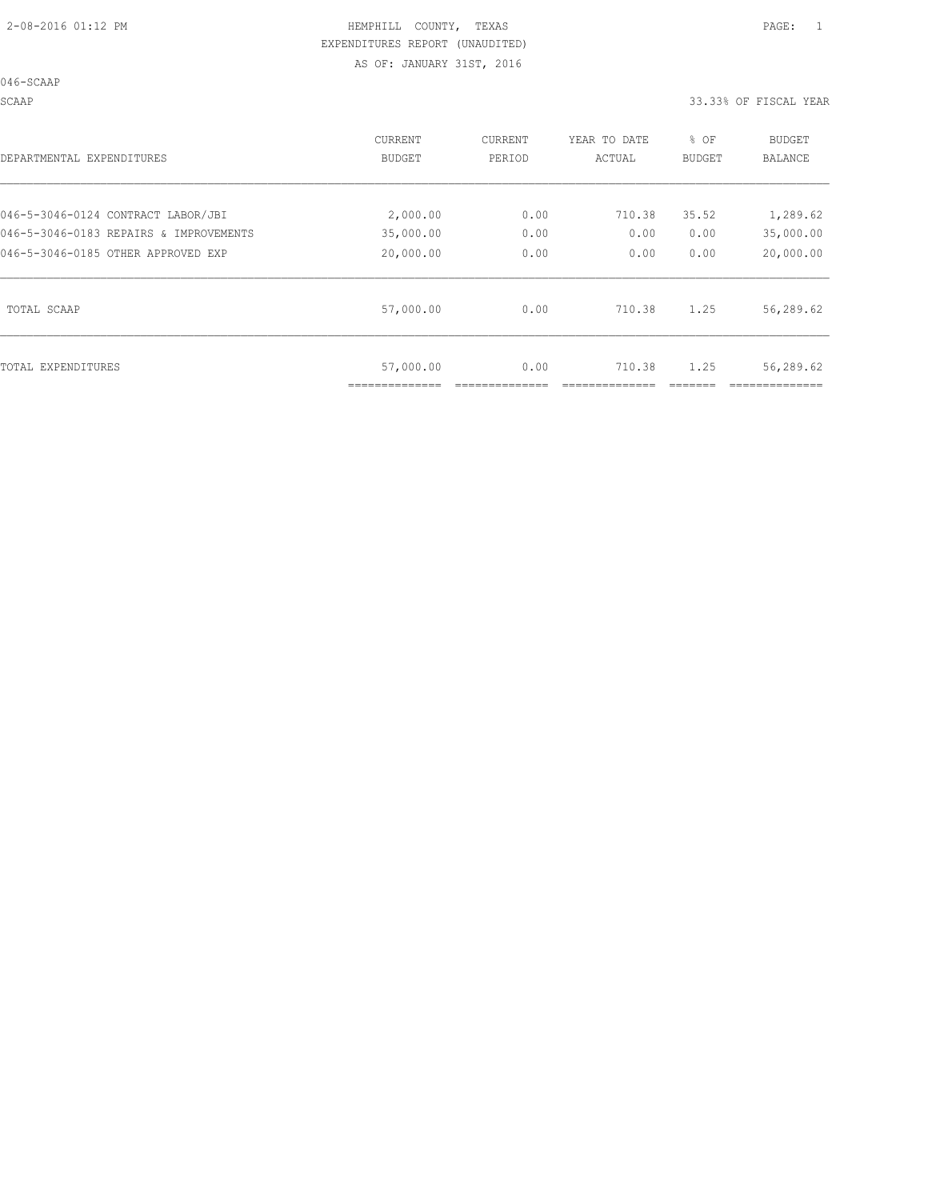HEMPHILL COUNTY, TEXAS
EXPENDITURES REPORT (UNAUDITED)
AS OF: JANUARY 31ST, 2016

046-SCAAP

SCAAP — 33.33% OF FISCAL YEAR

| DEPARTMENTAL EXPENDITURES | CURRENT BUDGET | CURRENT PERIOD | YEAR TO DATE ACTUAL | % OF BUDGET | BUDGET BALANCE |
|---|---|---|---|---|---|
| 046-5-3046-0124 CONTRACT LABOR/JBI | 2,000.00 | 0.00 | 710.38 | 35.52 | 1,289.62 |
| 046-5-3046-0183 REPAIRS & IMPROVEMENTS | 35,000.00 | 0.00 | 0.00 | 0.00 | 35,000.00 |
| 046-5-3046-0185 OTHER APPROVED EXP | 20,000.00 | 0.00 | 0.00 | 0.00 | 20,000.00 |
| TOTAL SCAAP | 57,000.00 | 0.00 | 710.38 | 1.25 | 56,289.62 |
| TOTAL EXPENDITURES | 57,000.00 | 0.00 | 710.38 | 1.25 | 56,289.62 |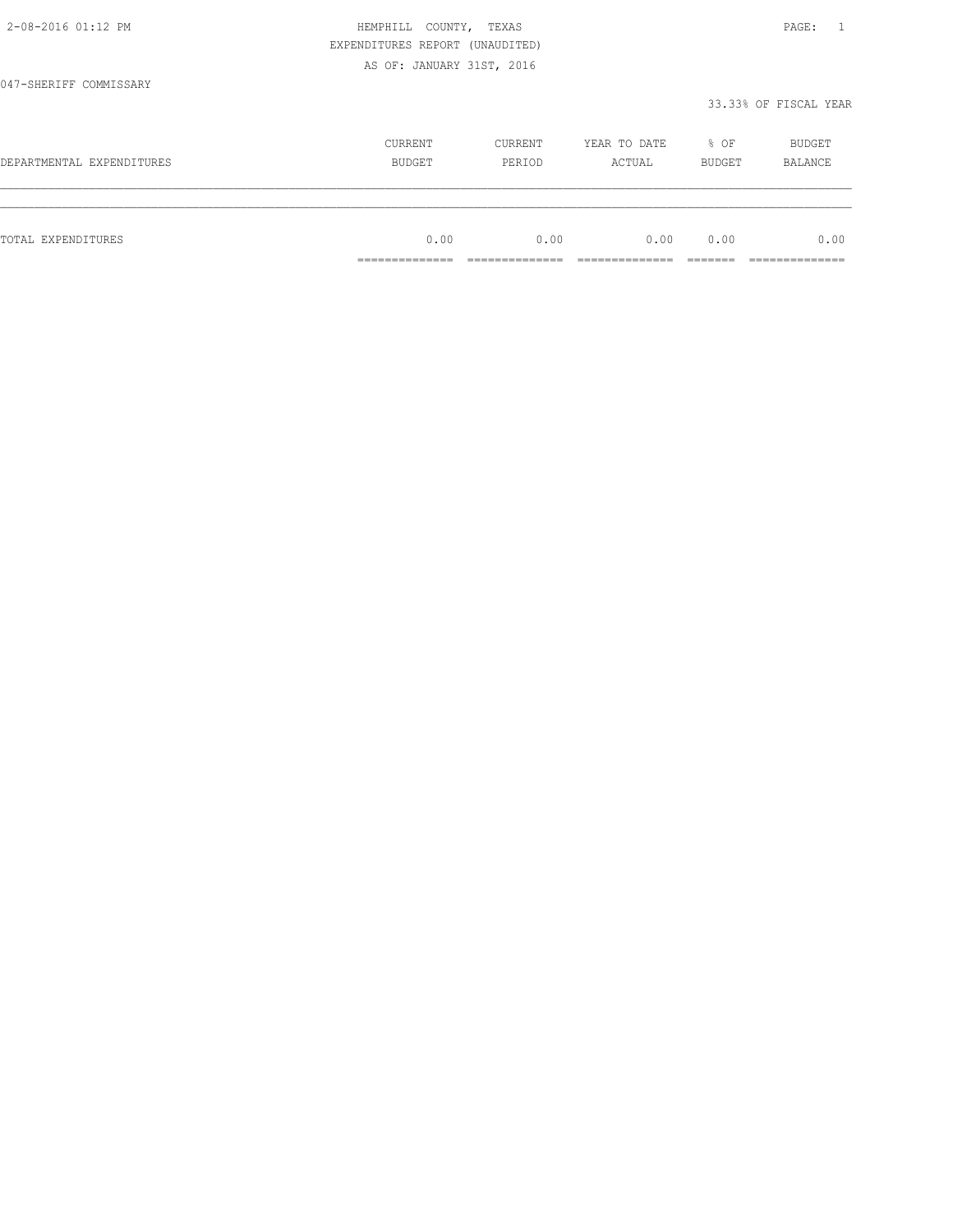HEMPHILL COUNTY, TEXAS
EXPENDITURES REPORT (UNAUDITED)
AS OF: JANUARY 31ST, 2016

047-SHERIFF COMMISSARY

33.33% OF FISCAL YEAR

| DEPARTMENTAL EXPENDITURES | CURRENT BUDGET | CURRENT PERIOD | YEAR TO DATE ACTUAL | % OF BUDGET | BUDGET BALANCE |
|---|---|---|---|---|---|
| TOTAL EXPENDITURES | 0.00 | 0.00 | 0.00 | 0.00 | 0.00 |